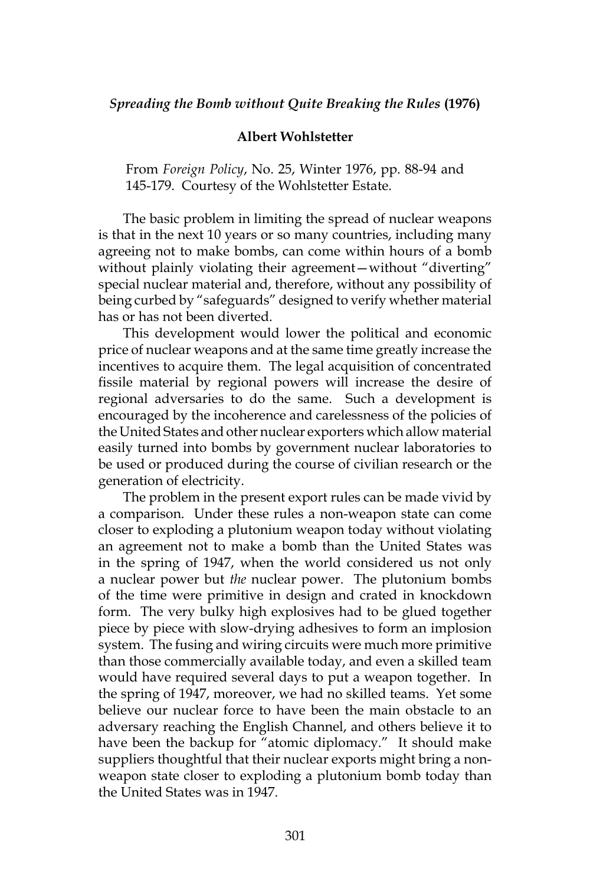### *Spreading the Bomb without Quite Breaking the Rules* (1976)

**Albert Wohlstetter**

From *Foreign Policy*, No. 25, Winter 1976, pp. 88-94 and 145-179. Courtesy of the Wohlstetter Estate.

The basic problem in limiting the spread of nuclear weapons is that in the next 10 years or so many countries, including many agreeing not to make bombs, can come within hours of a bomb without plainly violating their agreement—without "diverting" special nuclear material and, therefore, without any possibility of being curbed by "safeguards" designed to verify whether material has or has not been diverted.

This development would lower the political and economic price of nuclear weapons and at the same time greatly increase the incentives to acquire them. The legal acquisition of concentrated fissile material by regional powers will increase the desire of regional adversaries to do the same. Such a development is encouraged by the incoherence and carelessness of the policies of the United States and other nuclear exporters which allow material easily turned into bombs by government nuclear laboratories to be used or produced during the course of civilian research or the generation of electricity.

The problem in the present export rules can be made vivid by a comparison. Under these rules a non-weapon state can come closer to exploding a plutonium weapon today without violating an agreement not to make a bomb than the United States was in the spring of 1947, when the world considered us not only a nuclear power but *the* nuclear power. The plutonium bombs of the time were primitive in design and crated in knockdown form. The very bulky high explosives had to be glued together piece by piece with slow-drying adhesives to form an implosion system. The fusing and wiring circuits were much more primitive than those commercially available today, and even a skilled team would have required several days to put a weapon together. In the spring of 1947, moreover, we had no skilled teams. Yet some believe our nuclear force to have been the main obstacle to an adversary reaching the English Channel, and others believe it to have been the backup for "atomic diplomacy." It should make suppliers thoughtful that their nuclear exports might bring a non-weapon state closer to exploding a plutonium bomb today than the United States was in 1947.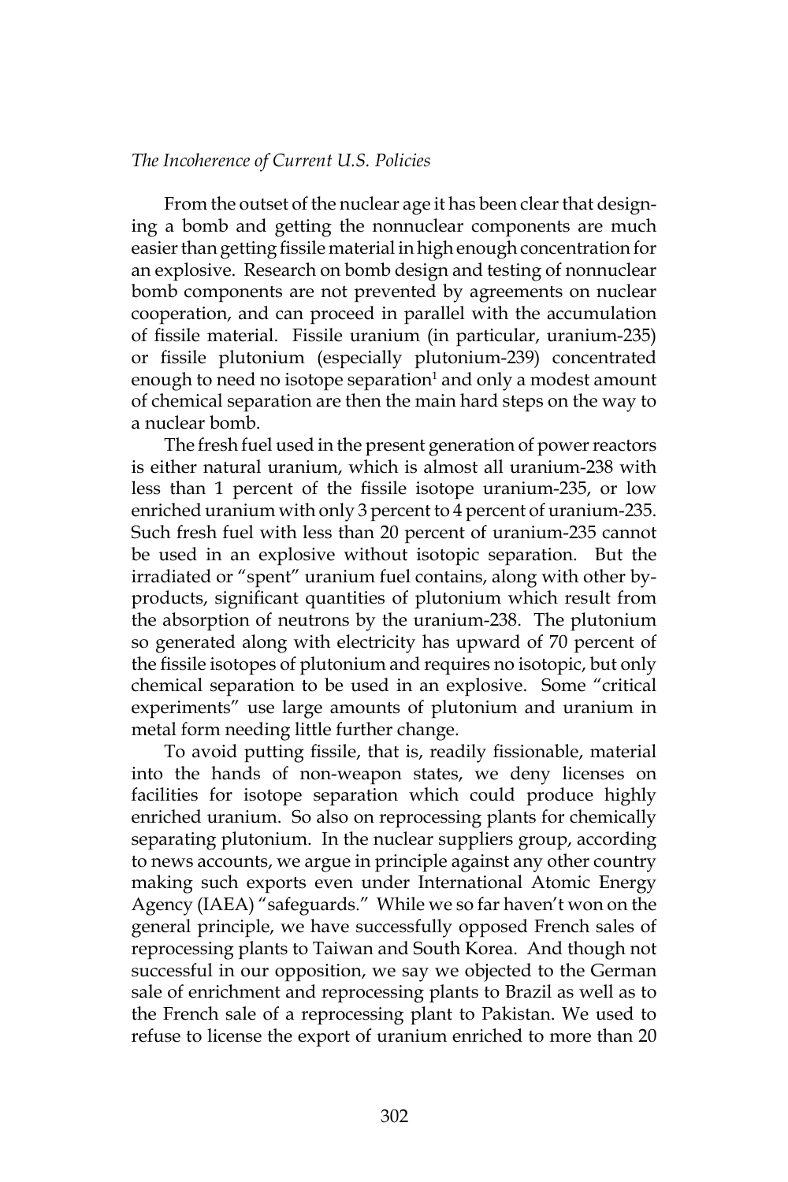*The Incoherence of Current U.S. Policies*

From the outset of the nuclear age it has been clear that designing a bomb and getting the nonnuclear components are much easier than getting fissile material in high enough concentration for an explosive. Research on bomb design and testing of nonnuclear bomb components are not prevented by agreements on nuclear cooperation, and can proceed in parallel with the accumulation of fissile material. Fissile uranium (in particular, uranium-235) or fissile plutonium (especially plutonium-239) concentrated enough to need no isotope separation[1] and only a modest amount of chemical separation are then the main hard steps on the way to a nuclear bomb.

The fresh fuel used in the present generation of power reactors is either natural uranium, which is almost all uranium-238 with less than 1 percent of the fissile isotope uranium-235, or low enriched uranium with only 3 percent to 4 percent of uranium-235. Such fresh fuel with less than 20 percent of uranium-235 cannot be used in an explosive without isotopic separation. But the irradiated or "spent" uranium fuel contains, along with other by-products, significant quantities of plutonium which result from the absorption of neutrons by the uranium-238. The plutonium so generated along with electricity has upward of 70 percent of the fissile isotopes of plutonium and requires no isotopic, but only chemical separation to be used in an explosive. Some "critical experiments" use large amounts of plutonium and uranium in metal form needing little further change.

To avoid putting fissile, that is, readily fissionable, material into the hands of non-weapon states, we deny licenses on facilities for isotope separation which could produce highly enriched uranium. So also on reprocessing plants for chemically separating plutonium. In the nuclear suppliers group, according to news accounts, we argue in principle against any other country making such exports even under International Atomic Energy Agency (IAEA) "safeguards." While we so far haven't won on the general principle, we have successfully opposed French sales of reprocessing plants to Taiwan and South Korea. And though not successful in our opposition, we say we objected to the German sale of enrichment and reprocessing plants to Brazil as well as to the French sale of a reprocessing plant to Pakistan. We used to refuse to license the export of uranium enriched to more than 20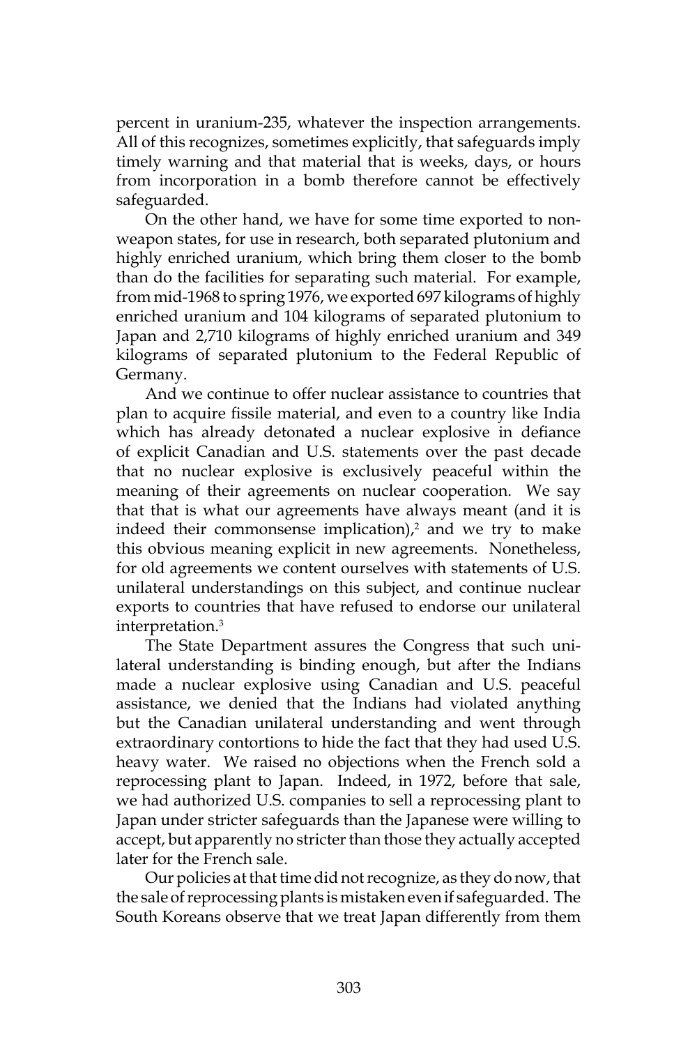percent in uranium-235, whatever the inspection arrangements. All of this recognizes, sometimes explicitly, that safeguards imply timely warning and that material that is weeks, days, or hours from incorporation in a bomb therefore cannot be effectively safeguarded.

On the other hand, we have for some time exported to non-weapon states, for use in research, both separated plutonium and highly enriched uranium, which bring them closer to the bomb than do the facilities for separating such material. For example, from mid-1968 to spring 1976, we exported 697 kilograms of highly enriched uranium and 104 kilograms of separated plutonium to Japan and 2,710 kilograms of highly enriched uranium and 349 kilograms of separated plutonium to the Federal Republic of Germany.

And we continue to offer nuclear assistance to countries that plan to acquire fissile material, and even to a country like India which has already detonated a nuclear explosive in defiance of explicit Canadian and U.S. statements over the past decade that no nuclear explosive is exclusively peaceful within the meaning of their agreements on nuclear cooperation. We say that that is what our agreements have always meant (and it is indeed their commonsense implication),[2] and we try to make this obvious meaning explicit in new agreements. Nonetheless, for old agreements we content ourselves with statements of U.S. unilateral understandings on this subject, and continue nuclear exports to countries that have refused to endorse our unilateral interpretation.[3]

The State Department assures the Congress that such unilateral understanding is binding enough, but after the Indians made a nuclear explosive using Canadian and U.S. peaceful assistance, we denied that the Indians had violated anything but the Canadian unilateral understanding and went through extraordinary contortions to hide the fact that they had used U.S. heavy water. We raised no objections when the French sold a reprocessing plant to Japan. Indeed, in 1972, before that sale, we had authorized U.S. companies to sell a reprocessing plant to Japan under stricter safeguards than the Japanese were willing to accept, but apparently no stricter than those they actually accepted later for the French sale.

Our policies at that time did not recognize, as they do now, that the sale of reprocessing plants is mistaken even if safeguarded. The South Koreans observe that we treat Japan differently from them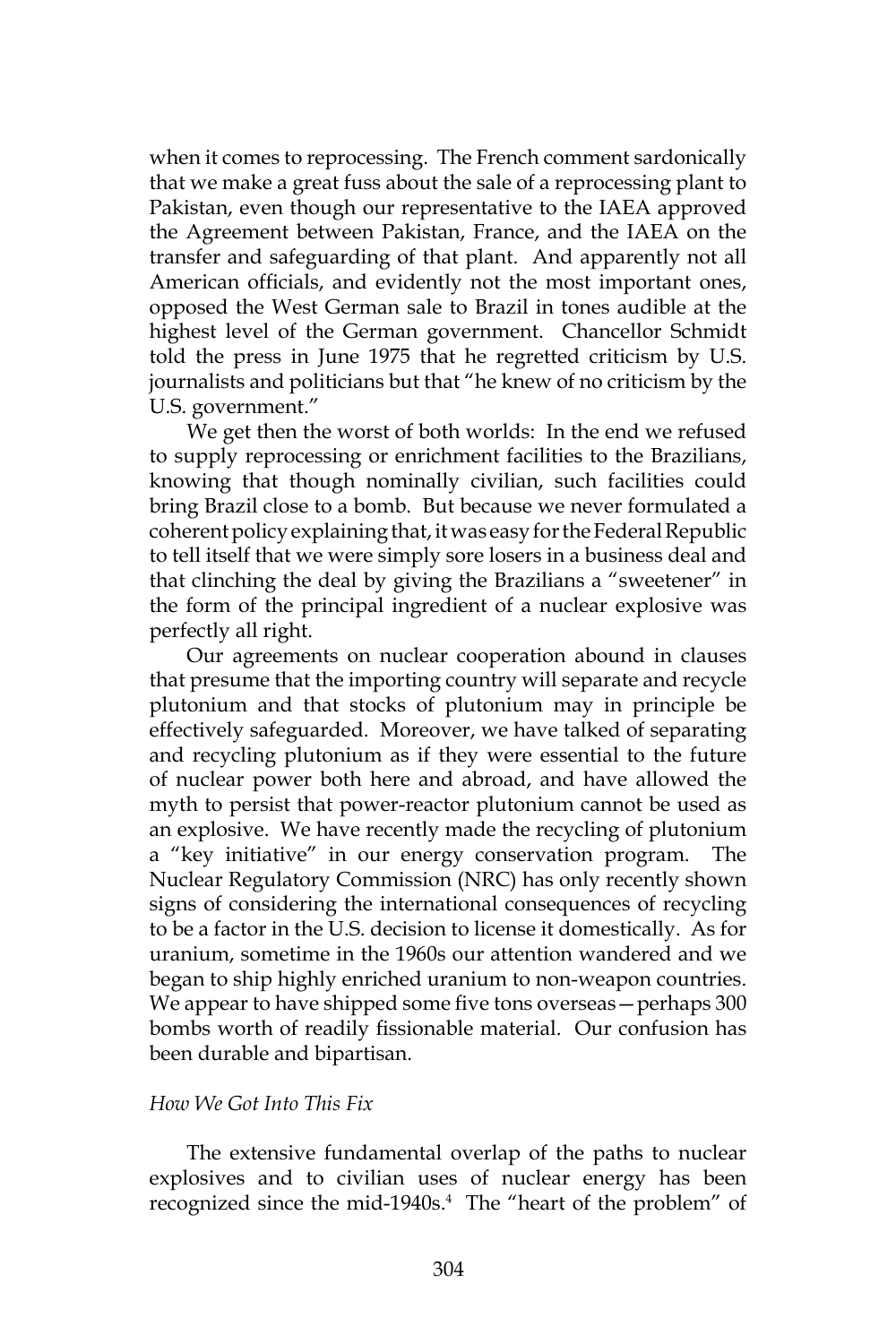when it comes to reprocessing. The French comment sardonically that we make a great fuss about the sale of a reprocessing plant to Pakistan, even though our representative to the IAEA approved the Agreement between Pakistan, France, and the IAEA on the transfer and safeguarding of that plant. And apparently not all American officials, and evidently not the most important ones, opposed the West German sale to Brazil in tones audible at the highest level of the German government. Chancellor Schmidt told the press in June 1975 that he regretted criticism by U.S. journalists and politicians but that "he knew of no criticism by the U.S. government."

We get then the worst of both worlds: In the end we refused to supply reprocessing or enrichment facilities to the Brazilians, knowing that though nominally civilian, such facilities could bring Brazil close to a bomb. But because we never formulated a coherent policy explaining that, it was easy for the Federal Republic to tell itself that we were simply sore losers in a business deal and that clinching the deal by giving the Brazilians a "sweetener" in the form of the principal ingredient of a nuclear explosive was perfectly all right.

Our agreements on nuclear cooperation abound in clauses that presume that the importing country will separate and recycle plutonium and that stocks of plutonium may in principle be effectively safeguarded. Moreover, we have talked of separating and recycling plutonium as if they were essential to the future of nuclear power both here and abroad, and have allowed the myth to persist that power-reactor plutonium cannot be used as an explosive. We have recently made the recycling of plutonium a "key initiative" in our energy conservation program. The Nuclear Regulatory Commission (NRC) has only recently shown signs of considering the international consequences of recycling to be a factor in the U.S. decision to license it domestically. As for uranium, sometime in the 1960s our attention wandered and we began to ship highly enriched uranium to non-weapon countries. We appear to have shipped some five tons overseas—perhaps 300 bombs worth of readily fissionable material. Our confusion has been durable and bipartisan.

*How We Got Into This Fix*

The extensive fundamental overlap of the paths to nuclear explosives and to civilian uses of nuclear energy has been recognized since the mid-1940s.[4] The "heart of the problem" of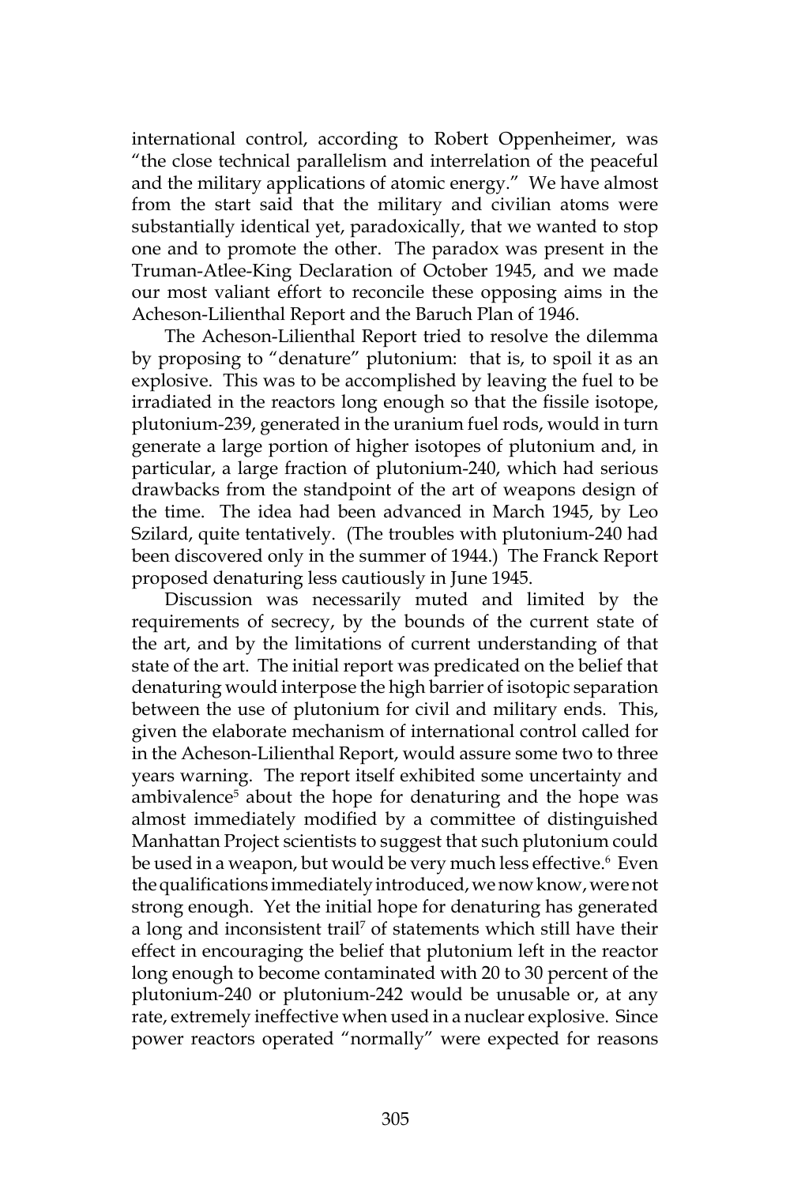international control, according to Robert Oppenheimer, was "the close technical parallelism and interrelation of the peaceful and the military applications of atomic energy." We have almost from the start said that the military and civilian atoms were substantially identical yet, paradoxically, that we wanted to stop one and to promote the other. The paradox was present in the Truman-Atlee-King Declaration of October 1945, and we made our most valiant effort to reconcile these opposing aims in the Acheson-Lilienthal Report and the Baruch Plan of 1946.

The Acheson-Lilienthal Report tried to resolve the dilemma by proposing to "denature" plutonium: that is, to spoil it as an explosive. This was to be accomplished by leaving the fuel to be irradiated in the reactors long enough so that the fissile isotope, plutonium-239, generated in the uranium fuel rods, would in turn generate a large portion of higher isotopes of plutonium and, in particular, a large fraction of plutonium-240, which had serious drawbacks from the standpoint of the art of weapons design of the time. The idea had been advanced in March 1945, by Leo Szilard, quite tentatively. (The troubles with plutonium-240 had been discovered only in the summer of 1944.) The Franck Report proposed denaturing less cautiously in June 1945.

Discussion was necessarily muted and limited by the requirements of secrecy, by the bounds of the current state of the art, and by the limitations of current understanding of that state of the art. The initial report was predicated on the belief that denaturing would interpose the high barrier of isotopic separation between the use of plutonium for civil and military ends. This, given the elaborate mechanism of international control called for in the Acheson-Lilienthal Report, would assure some two to three years warning. The report itself exhibited some uncertainty and ambivalence[5] about the hope for denaturing and the hope was almost immediately modified by a committee of distinguished Manhattan Project scientists to suggest that such plutonium could be used in a weapon, but would be very much less effective.[6] Even the qualifications immediately introduced, we now know, were not strong enough. Yet the initial hope for denaturing has generated a long and inconsistent trail[7] of statements which still have their effect in encouraging the belief that plutonium left in the reactor long enough to become contaminated with 20 to 30 percent of the plutonium-240 or plutonium-242 would be unusable or, at any rate, extremely ineffective when used in a nuclear explosive. Since power reactors operated "normally" were expected for reasons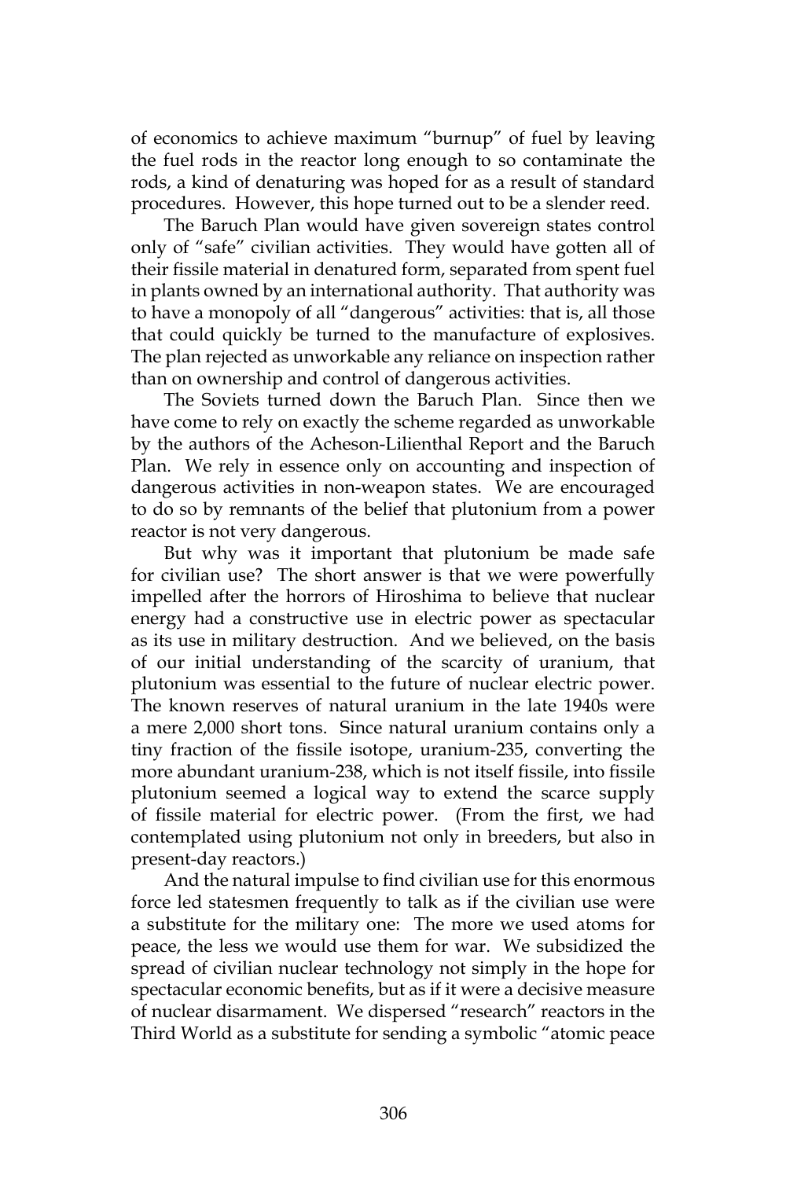of economics to achieve maximum "burnup" of fuel by leaving the fuel rods in the reactor long enough to so contaminate the rods, a kind of denaturing was hoped for as a result of standard procedures. However, this hope turned out to be a slender reed.

The Baruch Plan would have given sovereign states control only of "safe" civilian activities. They would have gotten all of their fissile material in denatured form, separated from spent fuel in plants owned by an international authority. That authority was to have a monopoly of all "dangerous" activities: that is, all those that could quickly be turned to the manufacture of explosives. The plan rejected as unworkable any reliance on inspection rather than on ownership and control of dangerous activities.

The Soviets turned down the Baruch Plan. Since then we have come to rely on exactly the scheme regarded as unworkable by the authors of the Acheson-Lilienthal Report and the Baruch Plan. We rely in essence only on accounting and inspection of dangerous activities in non-weapon states. We are encouraged to do so by remnants of the belief that plutonium from a power reactor is not very dangerous.

But why was it important that plutonium be made safe for civilian use? The short answer is that we were powerfully impelled after the horrors of Hiroshima to believe that nuclear energy had a constructive use in electric power as spectacular as its use in military destruction. And we believed, on the basis of our initial understanding of the scarcity of uranium, that plutonium was essential to the future of nuclear electric power. The known reserves of natural uranium in the late 1940s were a mere 2,000 short tons. Since natural uranium contains only a tiny fraction of the fissile isotope, uranium-235, converting the more abundant uranium-238, which is not itself fissile, into fissile plutonium seemed a logical way to extend the scarce supply of fissile material for electric power. (From the first, we had contemplated using plutonium not only in breeders, but also in present-day reactors.)

And the natural impulse to find civilian use for this enormous force led statesmen frequently to talk as if the civilian use were a substitute for the military one: The more we used atoms for peace, the less we would use them for war. We subsidized the spread of civilian nuclear technology not simply in the hope for spectacular economic benefits, but as if it were a decisive measure of nuclear disarmament. We dispersed "research" reactors in the Third World as a substitute for sending a symbolic "atomic peace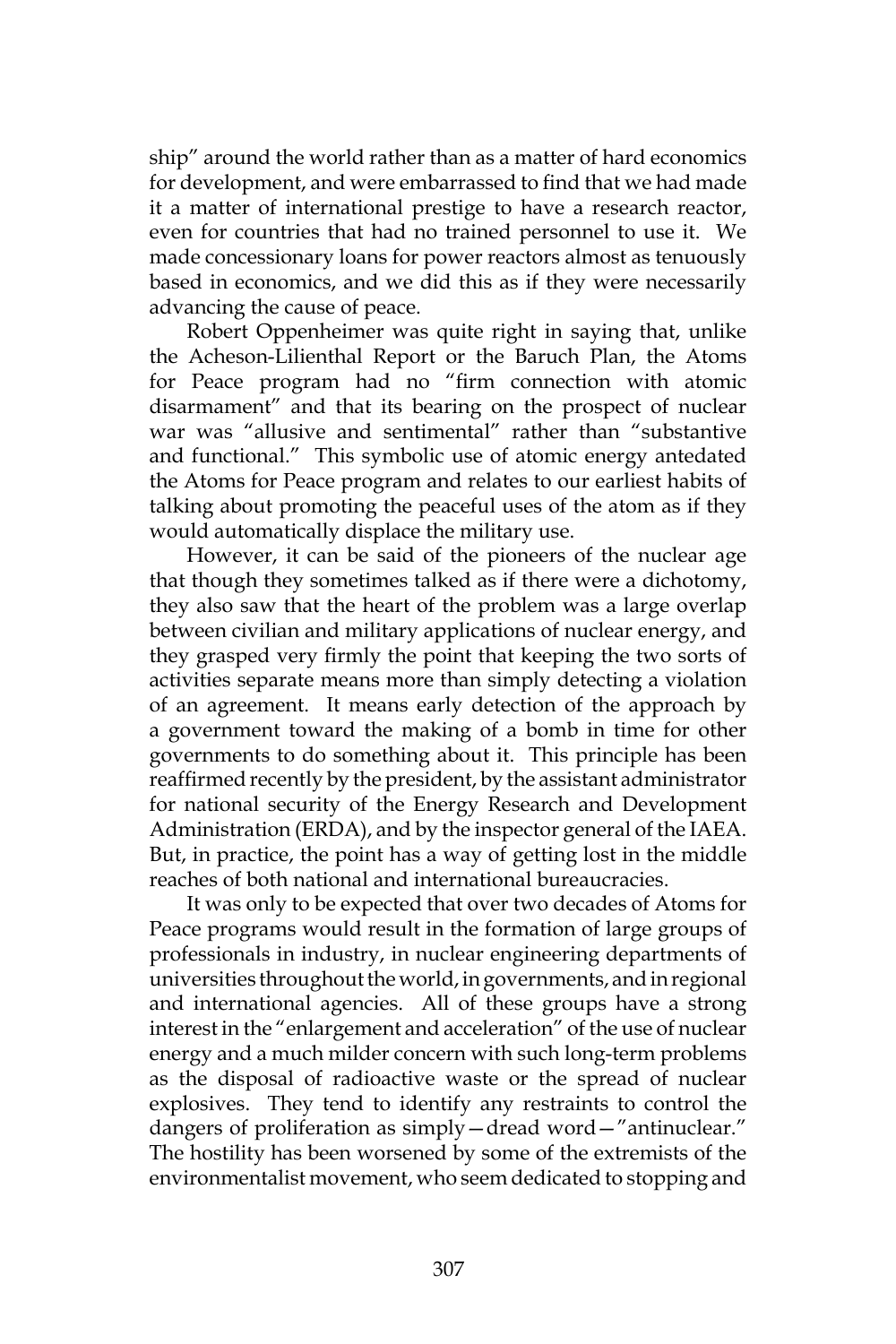ship" around the world rather than as a matter of hard economics for development, and were embarrassed to find that we had made it a matter of international prestige to have a research reactor, even for countries that had no trained personnel to use it. We made concessionary loans for power reactors almost as tenuously based in economics, and we did this as if they were necessarily advancing the cause of peace.

Robert Oppenheimer was quite right in saying that, unlike the Acheson-Lilienthal Report or the Baruch Plan, the Atoms for Peace program had no "firm connection with atomic disarmament" and that its bearing on the prospect of nuclear war was "allusive and sentimental" rather than "substantive and functional." This symbolic use of atomic energy antedated the Atoms for Peace program and relates to our earliest habits of talking about promoting the peaceful uses of the atom as if they would automatically displace the military use.

However, it can be said of the pioneers of the nuclear age that though they sometimes talked as if there were a dichotomy, they also saw that the heart of the problem was a large overlap between civilian and military applications of nuclear energy, and they grasped very firmly the point that keeping the two sorts of activities separate means more than simply detecting a violation of an agreement. It means early detection of the approach by a government toward the making of a bomb in time for other governments to do something about it. This principle has been reaffirmed recently by the president, by the assistant administrator for national security of the Energy Research and Development Administration (ERDA), and by the inspector general of the IAEA. But, in practice, the point has a way of getting lost in the middle reaches of both national and international bureaucracies.

It was only to be expected that over two decades of Atoms for Peace programs would result in the formation of large groups of professionals in industry, in nuclear engineering departments of universities throughout the world, in governments, and in regional and international agencies. All of these groups have a strong interest in the "enlargement and acceleration" of the use of nuclear energy and a much milder concern with such long-term problems as the disposal of radioactive waste or the spread of nuclear explosives. They tend to identify any restraints to control the dangers of proliferation as simply—dread word—"antinuclear." The hostility has been worsened by some of the extremists of the environmentalist movement, who seem dedicated to stopping and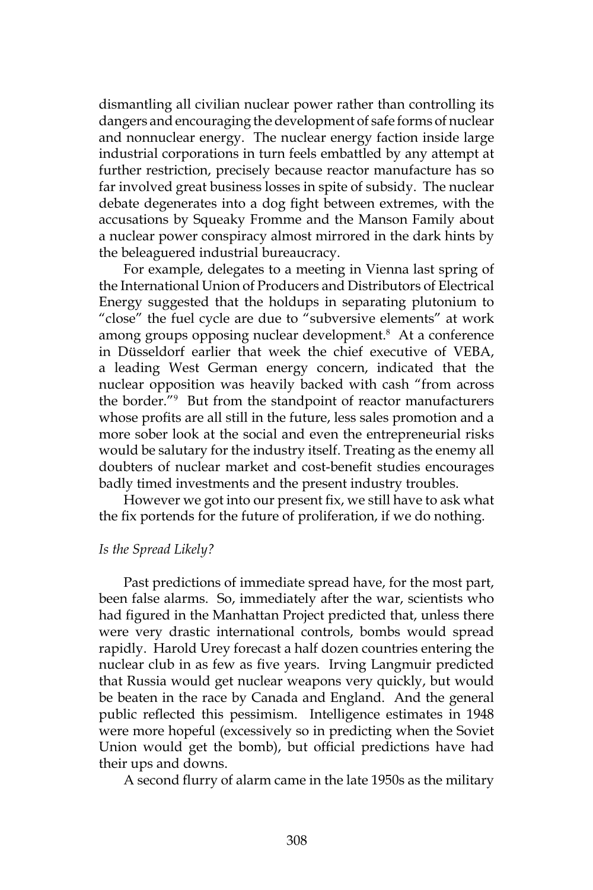dismantling all civilian nuclear power rather than controlling its dangers and encouraging the development of safe forms of nuclear and nonnuclear energy. The nuclear energy faction inside large industrial corporations in turn feels embattled by any attempt at further restriction, precisely because reactor manufacture has so far involved great business losses in spite of subsidy. The nuclear debate degenerates into a dog fight between extremes, with the accusations by Squeaky Fromme and the Manson Family about a nuclear power conspiracy almost mirrored in the dark hints by the beleaguered industrial bureaucracy.

For example, delegates to a meeting in Vienna last spring of the International Union of Producers and Distributors of Electrical Energy suggested that the holdups in separating plutonium to "close" the fuel cycle are due to "subversive elements" at work among groups opposing nuclear development.[8] At a conference in Düsseldorf earlier that week the chief executive of VEBA, a leading West German energy concern, indicated that the nuclear opposition was heavily backed with cash "from across the border."[9] But from the standpoint of reactor manufacturers whose profits are all still in the future, less sales promotion and a more sober look at the social and even the entrepreneurial risks would be salutary for the industry itself. Treating as the enemy all doubters of nuclear market and cost-benefit studies encourages badly timed investments and the present industry troubles.

However we got into our present fix, we still have to ask what the fix portends for the future of proliferation, if we do nothing.

*Is the Spread Likely?*

Past predictions of immediate spread have, for the most part, been false alarms. So, immediately after the war, scientists who had figured in the Manhattan Project predicted that, unless there were very drastic international controls, bombs would spread rapidly. Harold Urey forecast a half dozen countries entering the nuclear club in as few as five years. Irving Langmuir predicted that Russia would get nuclear weapons very quickly, but would be beaten in the race by Canada and England. And the general public reflected this pessimism. Intelligence estimates in 1948 were more hopeful (excessively so in predicting when the Soviet Union would get the bomb), but official predictions have had their ups and downs.

A second flurry of alarm came in the late 1950s as the military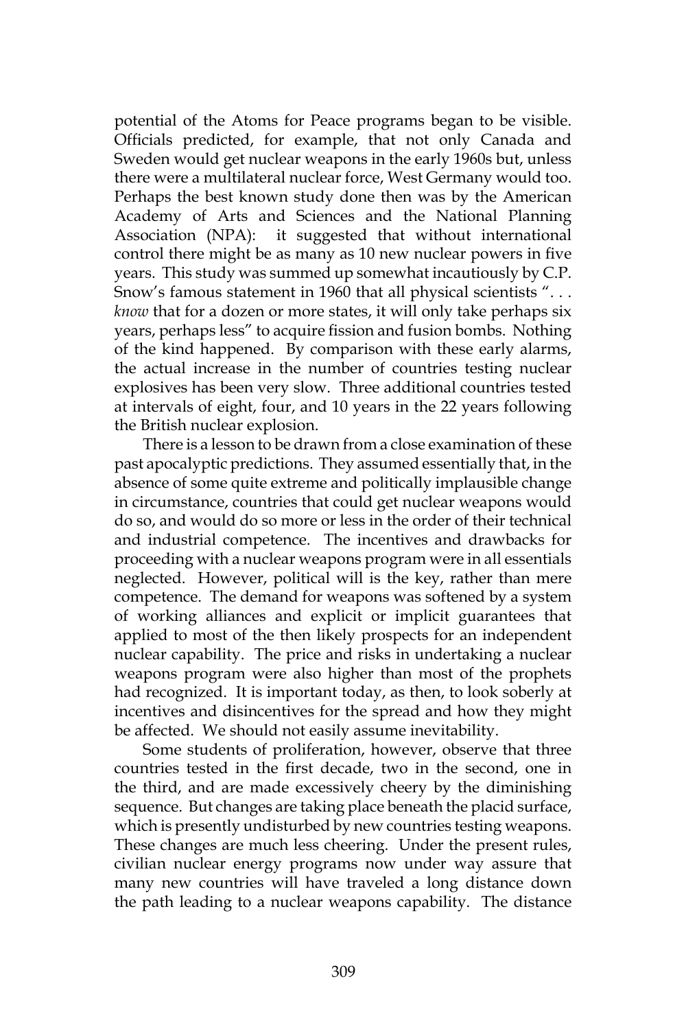potential of the Atoms for Peace programs began to be visible. Officials predicted, for example, that not only Canada and Sweden would get nuclear weapons in the early 1960s but, unless there were a multilateral nuclear force, West Germany would too. Perhaps the best known study done then was by the American Academy of Arts and Sciences and the National Planning Association (NPA): it suggested that without international control there might be as many as 10 new nuclear powers in five years. This study was summed up somewhat incautiously by C.P. Snow's famous statement in 1960 that all physical scientists ". . . *know* that for a dozen or more states, it will only take perhaps six years, perhaps less" to acquire fission and fusion bombs. Nothing of the kind happened. By comparison with these early alarms, the actual increase in the number of countries testing nuclear explosives has been very slow. Three additional countries tested at intervals of eight, four, and 10 years in the 22 years following the British nuclear explosion.

There is a lesson to be drawn from a close examination of these past apocalyptic predictions. They assumed essentially that, in the absence of some quite extreme and politically implausible change in circumstance, countries that could get nuclear weapons would do so, and would do so more or less in the order of their technical and industrial competence. The incentives and drawbacks for proceeding with a nuclear weapons program were in all essentials neglected. However, political will is the key, rather than mere competence. The demand for weapons was softened by a system of working alliances and explicit or implicit guarantees that applied to most of the then likely prospects for an independent nuclear capability. The price and risks in undertaking a nuclear weapons program were also higher than most of the prophets had recognized. It is important today, as then, to look soberly at incentives and disincentives for the spread and how they might be affected. We should not easily assume inevitability.

Some students of proliferation, however, observe that three countries tested in the first decade, two in the second, one in the third, and are made excessively cheery by the diminishing sequence. But changes are taking place beneath the placid surface, which is presently undisturbed by new countries testing weapons. These changes are much less cheering. Under the present rules, civilian nuclear energy programs now under way assure that many new countries will have traveled a long distance down the path leading to a nuclear weapons capability. The distance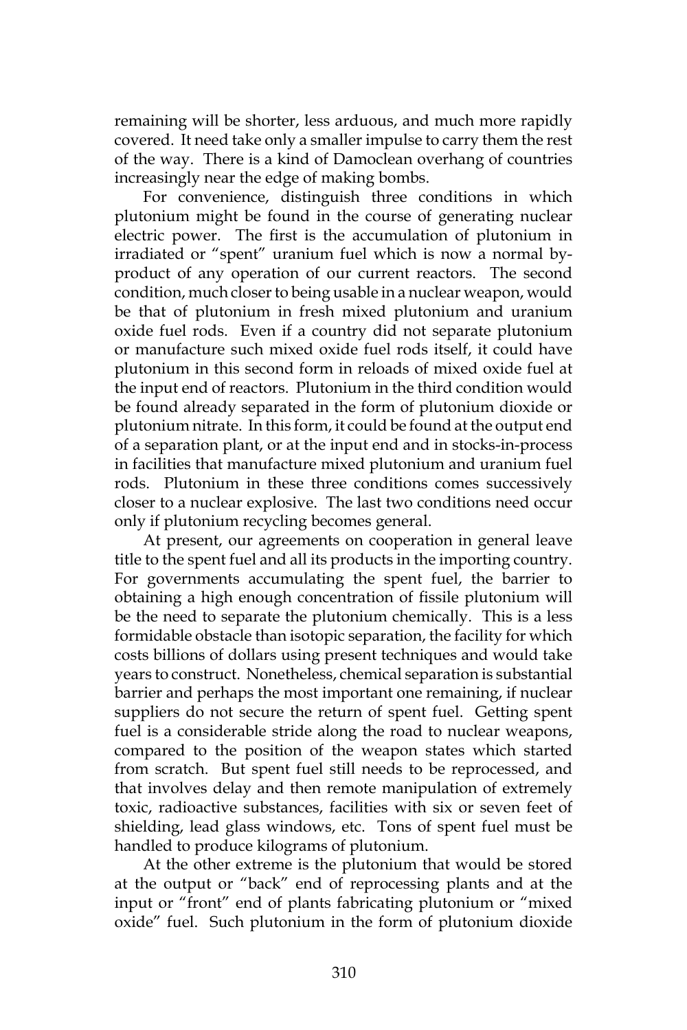remaining will be shorter, less arduous, and much more rapidly covered. It need take only a smaller impulse to carry them the rest of the way. There is a kind of Damoclean overhang of countries increasingly near the edge of making bombs.

For convenience, distinguish three conditions in which plutonium might be found in the course of generating nuclear electric power. The first is the accumulation of plutonium in irradiated or "spent" uranium fuel which is now a normal by-product of any operation of our current reactors. The second condition, much closer to being usable in a nuclear weapon, would be that of plutonium in fresh mixed plutonium and uranium oxide fuel rods. Even if a country did not separate plutonium or manufacture such mixed oxide fuel rods itself, it could have plutonium in this second form in reloads of mixed oxide fuel at the input end of reactors. Plutonium in the third condition would be found already separated in the form of plutonium dioxide or plutonium nitrate. In this form, it could be found at the output end of a separation plant, or at the input end and in stocks-in-process in facilities that manufacture mixed plutonium and uranium fuel rods. Plutonium in these three conditions comes successively closer to a nuclear explosive. The last two conditions need occur only if plutonium recycling becomes general.

At present, our agreements on cooperation in general leave title to the spent fuel and all its products in the importing country. For governments accumulating the spent fuel, the barrier to obtaining a high enough concentration of fissile plutonium will be the need to separate the plutonium chemically. This is a less formidable obstacle than isotopic separation, the facility for which costs billions of dollars using present techniques and would take years to construct. Nonetheless, chemical separation is substantial barrier and perhaps the most important one remaining, if nuclear suppliers do not secure the return of spent fuel. Getting spent fuel is a considerable stride along the road to nuclear weapons, compared to the position of the weapon states which started from scratch. But spent fuel still needs to be reprocessed, and that involves delay and then remote manipulation of extremely toxic, radioactive substances, facilities with six or seven feet of shielding, lead glass windows, etc. Tons of spent fuel must be handled to produce kilograms of plutonium.

At the other extreme is the plutonium that would be stored at the output or "back" end of reprocessing plants and at the input or "front" end of plants fabricating plutonium or "mixed oxide" fuel. Such plutonium in the form of plutonium dioxide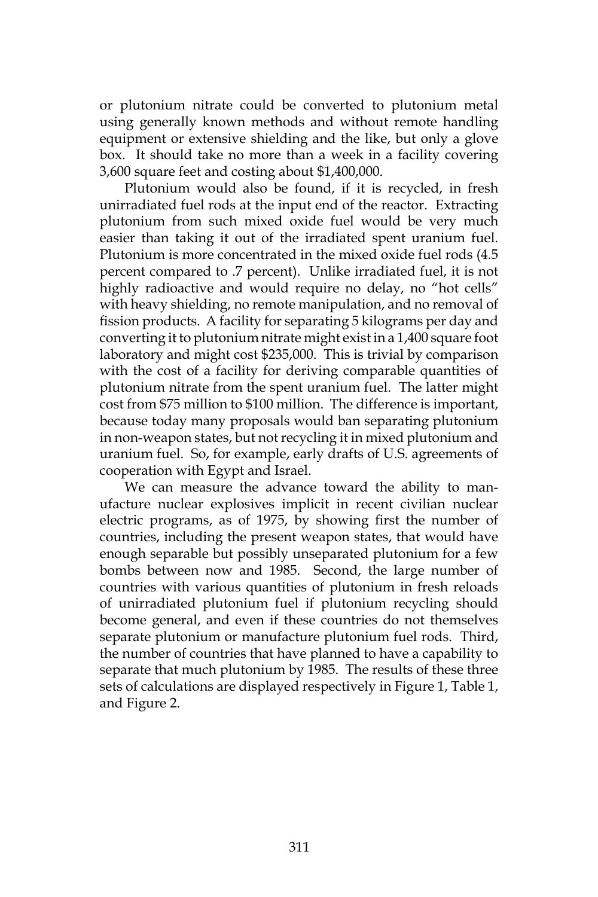or plutonium nitrate could be converted to plutonium metal using generally known methods and without remote handling equipment or extensive shielding and the like, but only a glove box. It should take no more than a week in a facility covering 3,600 square feet and costing about $1,400,000.

Plutonium would also be found, if it is recycled, in fresh unirradiated fuel rods at the input end of the reactor. Extracting plutonium from such mixed oxide fuel would be very much easier than taking it out of the irradiated spent uranium fuel. Plutonium is more concentrated in the mixed oxide fuel rods (4.5 percent compared to .7 percent). Unlike irradiated fuel, it is not highly radioactive and would require no delay, no "hot cells" with heavy shielding, no remote manipulation, and no removal of fission products. A facility for separating 5 kilograms per day and converting it to plutonium nitrate might exist in a 1,400 square foot laboratory and might cost $235,000. This is trivial by comparison with the cost of a facility for deriving comparable quantities of plutonium nitrate from the spent uranium fuel. The latter might cost from $75 million to $100 million. The difference is important, because today many proposals would ban separating plutonium in non-weapon states, but not recycling it in mixed plutonium and uranium fuel. So, for example, early drafts of U.S. agreements of cooperation with Egypt and Israel.

We can measure the advance toward the ability to manufacture nuclear explosives implicit in recent civilian nuclear electric programs, as of 1975, by showing first the number of countries, including the present weapon states, that would have enough separable but possibly unseparated plutonium for a few bombs between now and 1985. Second, the large number of countries with various quantities of plutonium in fresh reloads of unirradiated plutonium fuel if plutonium recycling should become general, and even if these countries do not themselves separate plutonium or manufacture plutonium fuel rods. Third, the number of countries that have planned to have a capability to separate that much plutonium by 1985. The results of these three sets of calculations are displayed respectively in Figure 1, Table 1, and Figure 2.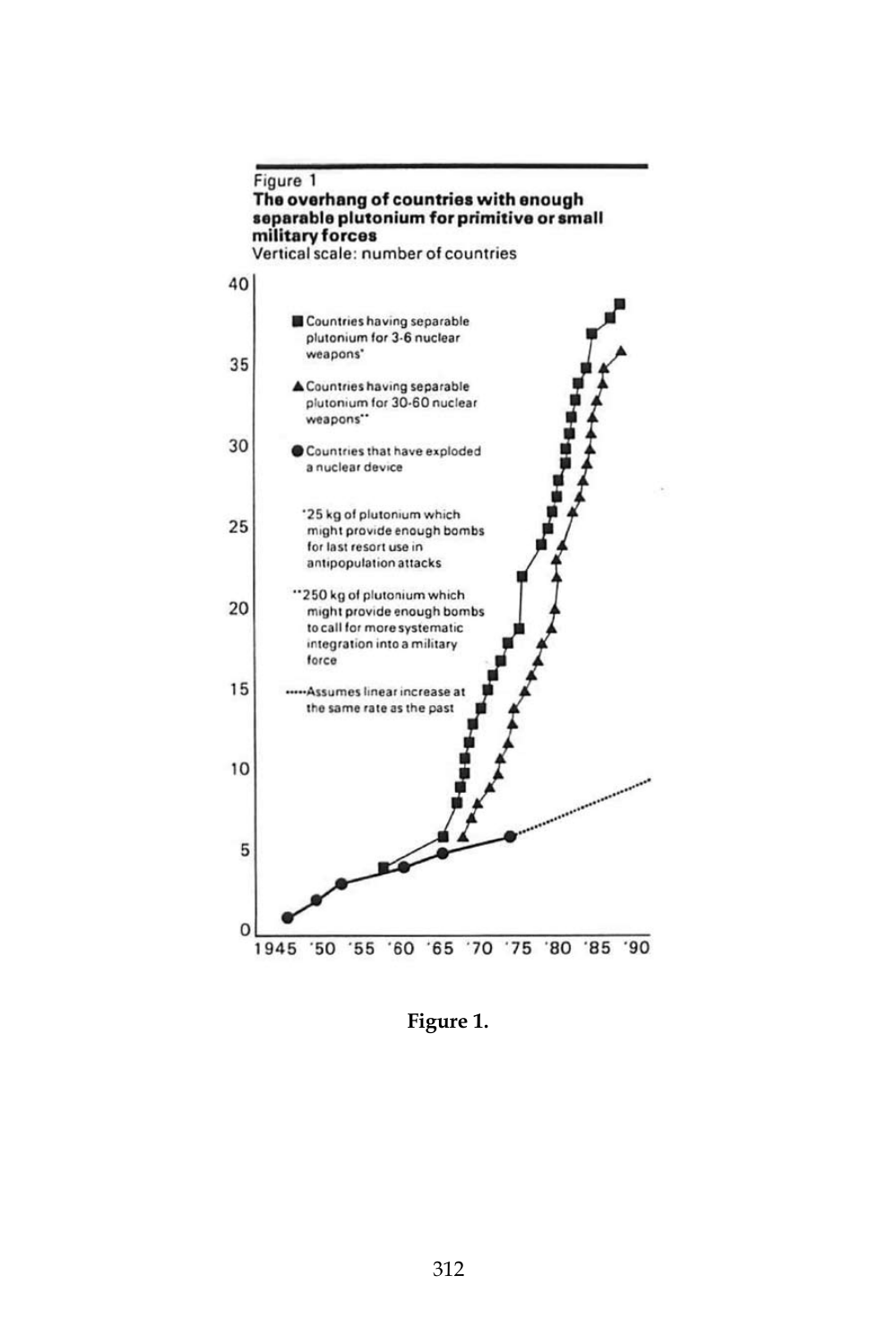Figure 1

**The overhang of countries with enough separable plutonium for primitive or small military forces**

Vertical scale: number of countries

■ Countries having separable plutonium for 3-6 nuclear weapons*

▲ Countries having separable plutonium for 30-60 nuclear weapons**

● Countries that have exploded a nuclear device

*25 kg of plutonium which might provide enough bombs for last resort use in antipopulation attacks

**250 kg of plutonium which might provide enough bombs to call for more systematic integration into a military force

······Assumes linear increase at the same rate as the past

**Figure 1.**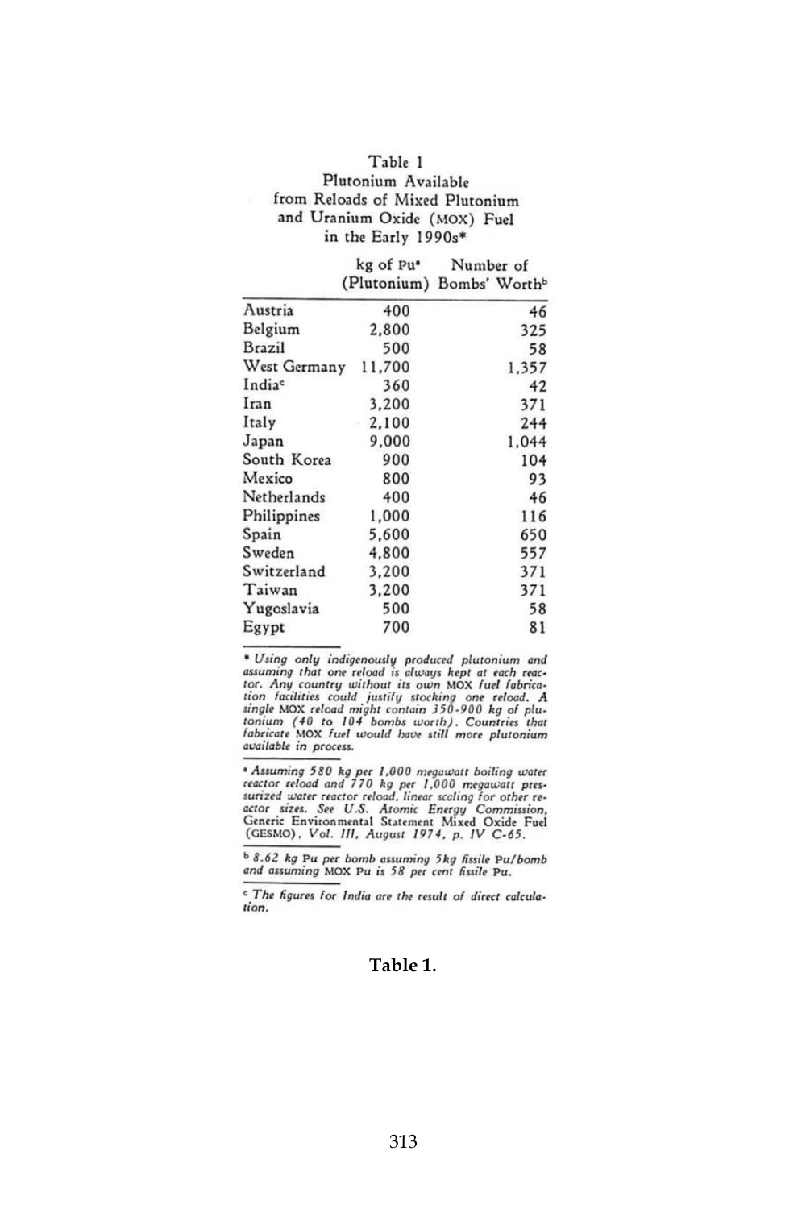Table 1
Plutonium Available from Reloads of Mixed Plutonium and Uranium Oxide (MOX) Fuel in the Early 1990s*

| | kg of Pu[a] (Plutonium) | Number of Bombs' Worth[b] |
|---|---|---|
| Austria | 400 | 46 |
| Belgium | 2,800 | 325 |
| Brazil | 500 | 58 |
| West Germany | 11,700 | 1,357 |
| India[c] | 360 | 42 |
| Iran | 3,200 | 371 |
| Italy | 2,100 | 244 |
| Japan | 9,000 | 1,044 |
| South Korea | 900 | 104 |
| Mexico | 800 | 93 |
| Netherlands | 400 | 46 |
| Philippines | 1,000 | 116 |
| Spain | 5,600 | 650 |
| Sweden | 4,800 | 557 |
| Switzerland | 3,200 | 371 |
| Taiwan | 3,200 | 371 |
| Yugoslavia | 500 | 58 |
| Egypt | 700 | 81 |

* *Using only indigenously produced plutonium and assuming that one reload is always kept at each reactor. Any country without its own MOX fuel fabrication facilities could justify stocking one reload. A single MOX reload might contain 350-900 kg of plutonium (40 to 104 bombs worth). Countries that fabricate MOX fuel would have still more plutonium available in process.*

[a] *Assuming 580 kg per 1,000 megawatt boiling water reactor reload and 770 kg per 1,000 megawatt pressurized water reactor reload, linear scaling for other reactor sizes. See U.S. Atomic Energy Commission, Generic Environmental Statement Mixed Oxide Fuel (GESMO), Vol. III, August 1974, p. IV C-65.*

[b] *8.62 kg Pu per bomb assuming 5kg fissile Pu/bomb and assuming MOX Pu is 58 per cent fissile Pu.*

[c] *The figures for India are the result of direct calculation.*

**Table 1.**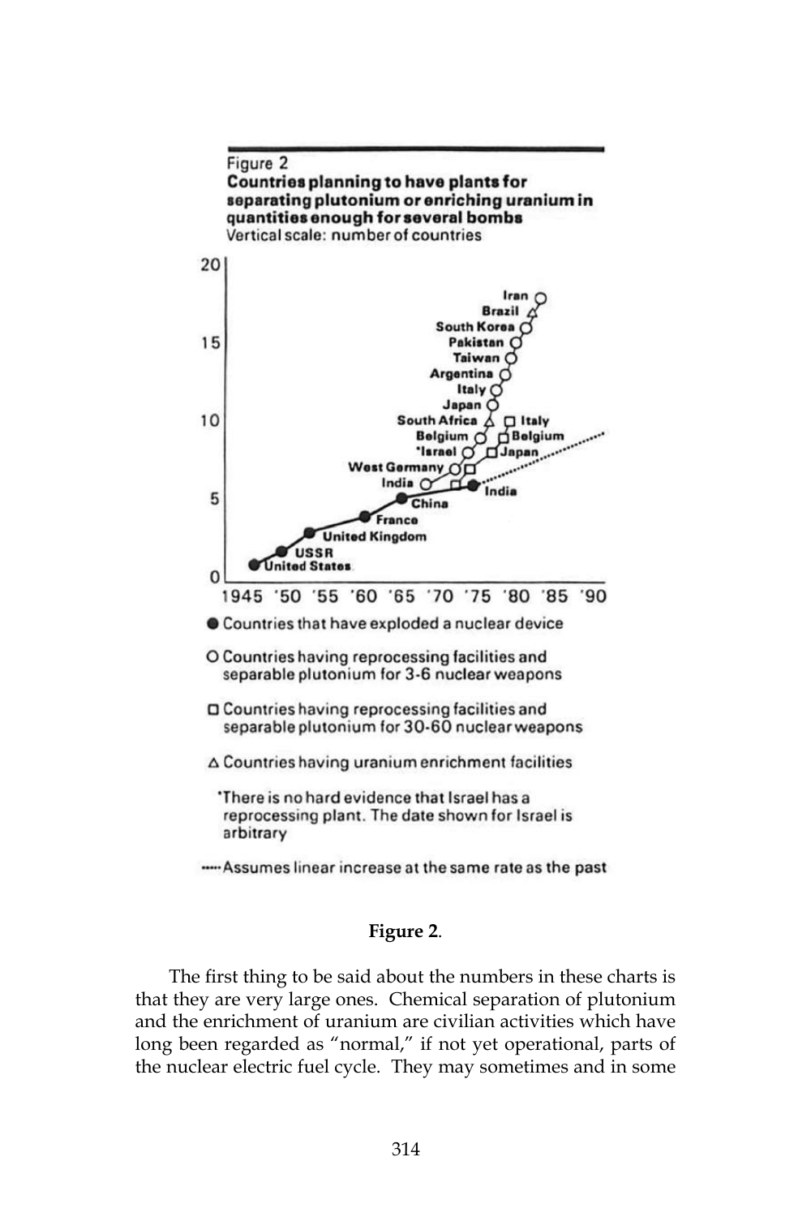Figure 2

**Countries planning to have plants for separating plutonium or enriching uranium in quantities enough for several bombs**

Vertical scale: number of countries

● Countries that have exploded a nuclear device

○ Countries having reprocessing facilities and separable plutonium for 3-6 nuclear weapons

□ Countries having reprocessing facilities and separable plutonium for 30-60 nuclear weapons

△ Countries having uranium enrichment facilities

*There is no hard evidence that Israel has a reprocessing plant. The date shown for Israel is arbitrary

····· Assumes linear increase at the same rate as the past

**Figure 2**.

The first thing to be said about the numbers in these charts is that they are very large ones. Chemical separation of plutonium and the enrichment of uranium are civilian activities which have long been regarded as "normal," if not yet operational, parts of the nuclear electric fuel cycle. They may sometimes and in some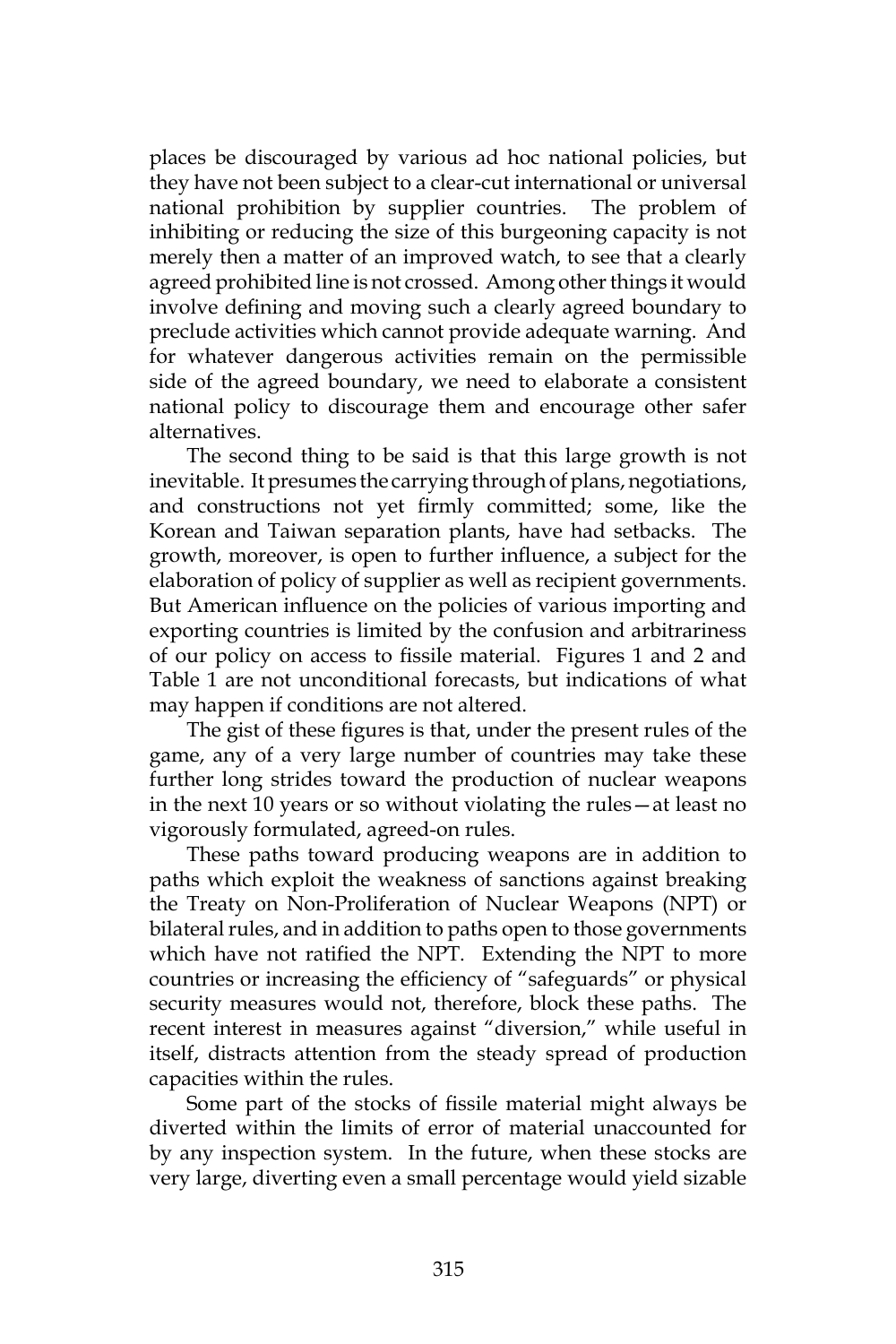places be discouraged by various ad hoc national policies, but they have not been subject to a clear-cut international or universal national prohibition by supplier countries. The problem of inhibiting or reducing the size of this burgeoning capacity is not merely then a matter of an improved watch, to see that a clearly agreed prohibited line is not crossed. Among other things it would involve defining and moving such a clearly agreed boundary to preclude activities which cannot provide adequate warning. And for whatever dangerous activities remain on the permissible side of the agreed boundary, we need to elaborate a consistent national policy to discourage them and encourage other safer alternatives.

The second thing to be said is that this large growth is not inevitable. It presumes the carrying through of plans, negotiations, and constructions not yet firmly committed; some, like the Korean and Taiwan separation plants, have had setbacks. The growth, moreover, is open to further influence, a subject for the elaboration of policy of supplier as well as recipient governments. But American influence on the policies of various importing and exporting countries is limited by the confusion and arbitrariness of our policy on access to fissile material. Figures 1 and 2 and Table 1 are not unconditional forecasts, but indications of what may happen if conditions are not altered.

The gist of these figures is that, under the present rules of the game, any of a very large number of countries may take these further long strides toward the production of nuclear weapons in the next 10 years or so without violating the rules—at least no vigorously formulated, agreed-on rules.

These paths toward producing weapons are in addition to paths which exploit the weakness of sanctions against breaking the Treaty on Non-Proliferation of Nuclear Weapons (NPT) or bilateral rules, and in addition to paths open to those governments which have not ratified the NPT. Extending the NPT to more countries or increasing the efficiency of "safeguards" or physical security measures would not, therefore, block these paths. The recent interest in measures against "diversion," while useful in itself, distracts attention from the steady spread of production capacities within the rules.

Some part of the stocks of fissile material might always be diverted within the limits of error of material unaccounted for by any inspection system. In the future, when these stocks are very large, diverting even a small percentage would yield sizable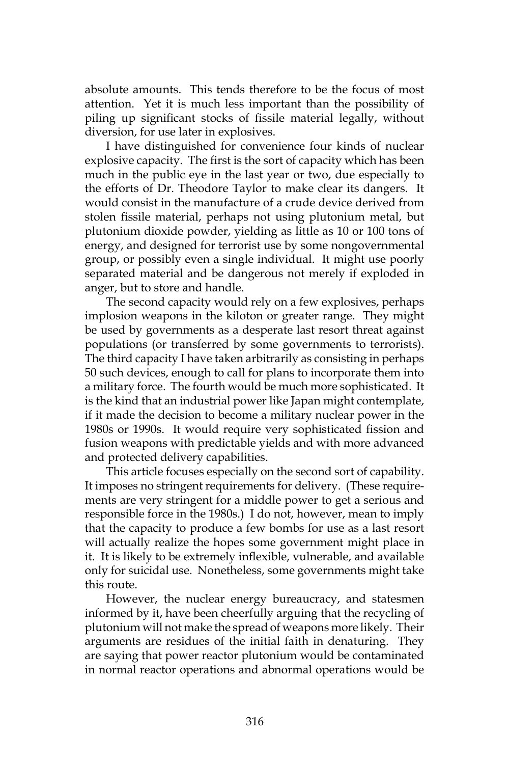absolute amounts. This tends therefore to be the focus of most attention. Yet it is much less important than the possibility of piling up significant stocks of fissile material legally, without diversion, for use later in explosives.

I have distinguished for convenience four kinds of nuclear explosive capacity. The first is the sort of capacity which has been much in the public eye in the last year or two, due especially to the efforts of Dr. Theodore Taylor to make clear its dangers. It would consist in the manufacture of a crude device derived from stolen fissile material, perhaps not using plutonium metal, but plutonium dioxide powder, yielding as little as 10 or 100 tons of energy, and designed for terrorist use by some nongovernmental group, or possibly even a single individual. It might use poorly separated material and be dangerous not merely if exploded in anger, but to store and handle.

The second capacity would rely on a few explosives, perhaps implosion weapons in the kiloton or greater range. They might be used by governments as a desperate last resort threat against populations (or transferred by some governments to terrorists). The third capacity I have taken arbitrarily as consisting in perhaps 50 such devices, enough to call for plans to incorporate them into a military force. The fourth would be much more sophisticated. It is the kind that an industrial power like Japan might contemplate, if it made the decision to become a military nuclear power in the 1980s or 1990s. It would require very sophisticated fission and fusion weapons with predictable yields and with more advanced and protected delivery capabilities.

This article focuses especially on the second sort of capability. It imposes no stringent requirements for delivery. (These requirements are very stringent for a middle power to get a serious and responsible force in the 1980s.) I do not, however, mean to imply that the capacity to produce a few bombs for use as a last resort will actually realize the hopes some government might place in it. It is likely to be extremely inflexible, vulnerable, and available only for suicidal use. Nonetheless, some governments might take this route.

However, the nuclear energy bureaucracy, and statesmen informed by it, have been cheerfully arguing that the recycling of plutonium will not make the spread of weapons more likely. Their arguments are residues of the initial faith in denaturing. They are saying that power reactor plutonium would be contaminated in normal reactor operations and abnormal operations would be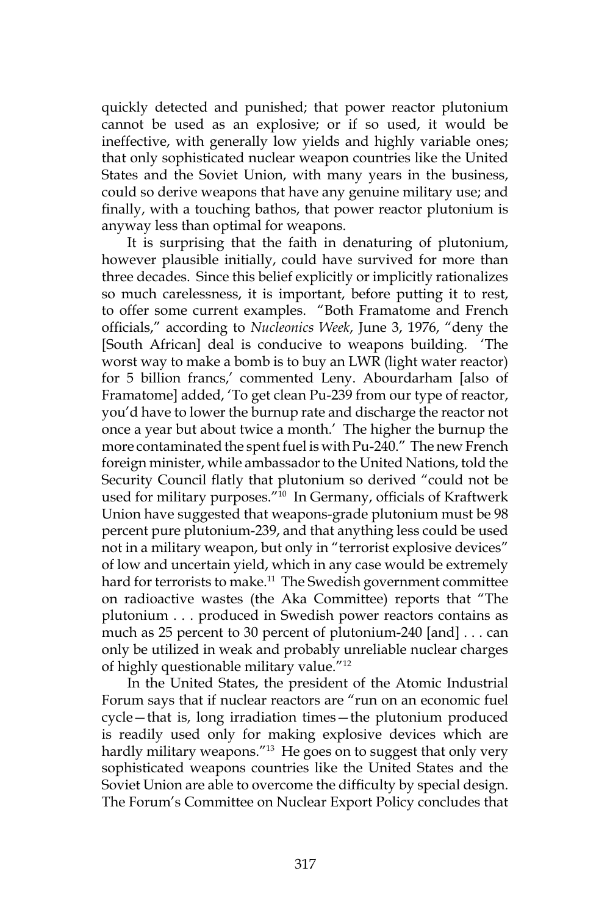quickly detected and punished; that power reactor plutonium cannot be used as an explosive; or if so used, it would be ineffective, with generally low yields and highly variable ones; that only sophisticated nuclear weapon countries like the United States and the Soviet Union, with many years in the business, could so derive weapons that have any genuine military use; and finally, with a touching bathos, that power reactor plutonium is anyway less than optimal for weapons.

It is surprising that the faith in denaturing of plutonium, however plausible initially, could have survived for more than three decades. Since this belief explicitly or implicitly rationalizes so much carelessness, it is important, before putting it to rest, to offer some current examples. "Both Framatome and French officials," according to *Nucleonics Week*, June 3, 1976, "deny the [South African] deal is conducive to weapons building. 'The worst way to make a bomb is to buy an LWR (light water reactor) for 5 billion francs,' commented Leny. Abourdarham [also of Framatome] added, 'To get clean Pu-239 from our type of reactor, you'd have to lower the burnup rate and discharge the reactor not once a year but about twice a month.' The higher the burnup the more contaminated the spent fuel is with Pu-240." The new French foreign minister, while ambassador to the United Nations, told the Security Council flatly that plutonium so derived "could not be used for military purposes."[10] In Germany, officials of Kraftwerk Union have suggested that weapons-grade plutonium must be 98 percent pure plutonium-239, and that anything less could be used not in a military weapon, but only in "terrorist explosive devices" of low and uncertain yield, which in any case would be extremely hard for terrorists to make.[11] The Swedish government committee on radioactive wastes (the Aka Committee) reports that "The plutonium . . . produced in Swedish power reactors contains as much as 25 percent to 30 percent of plutonium-240 [and] . . . can only be utilized in weak and probably unreliable nuclear charges of highly questionable military value."[12]

In the United States, the president of the Atomic Industrial Forum says that if nuclear reactors are "run on an economic fuel cycle—that is, long irradiation times—the plutonium produced is readily used only for making explosive devices which are hardly military weapons."[13] He goes on to suggest that only very sophisticated weapons countries like the United States and the Soviet Union are able to overcome the difficulty by special design. The Forum's Committee on Nuclear Export Policy concludes that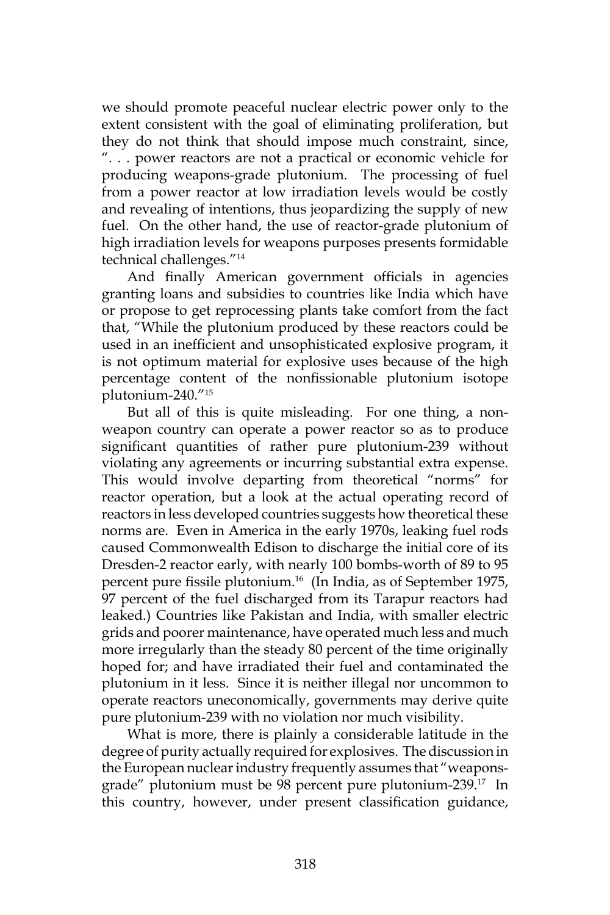we should promote peaceful nuclear electric power only to the extent consistent with the goal of eliminating proliferation, but they do not think that should impose much constraint, since, ". . . power reactors are not a practical or economic vehicle for producing weapons-grade plutonium. The processing of fuel from a power reactor at low irradiation levels would be costly and revealing of intentions, thus jeopardizing the supply of new fuel. On the other hand, the use of reactor-grade plutonium of high irradiation levels for weapons purposes presents formidable technical challenges."[14]

And finally American government officials in agencies granting loans and subsidies to countries like India which have or propose to get reprocessing plants take comfort from the fact that, "While the plutonium produced by these reactors could be used in an inefficient and unsophisticated explosive program, it is not optimum material for explosive uses because of the high percentage content of the nonfissionable plutonium isotope plutonium-240."[15]

But all of this is quite misleading. For one thing, a non-weapon country can operate a power reactor so as to produce significant quantities of rather pure plutonium-239 without violating any agreements or incurring substantial extra expense. This would involve departing from theoretical "norms" for reactor operation, but a look at the actual operating record of reactors in less developed countries suggests how theoretical these norms are. Even in America in the early 1970s, leaking fuel rods caused Commonwealth Edison to discharge the initial core of its Dresden-2 reactor early, with nearly 100 bombs-worth of 89 to 95 percent pure fissile plutonium.[16] (In India, as of September 1975, 97 percent of the fuel discharged from its Tarapur reactors had leaked.) Countries like Pakistan and India, with smaller electric grids and poorer maintenance, have operated much less and much more irregularly than the steady 80 percent of the time originally hoped for; and have irradiated their fuel and contaminated the plutonium in it less. Since it is neither illegal nor uncommon to operate reactors uneconomically, governments may derive quite pure plutonium-239 with no violation nor much visibility.

What is more, there is plainly a considerable latitude in the degree of purity actually required for explosives. The discussion in the European nuclear industry frequently assumes that "weapons-grade" plutonium must be 98 percent pure plutonium-239.[17] In this country, however, under present classification guidance,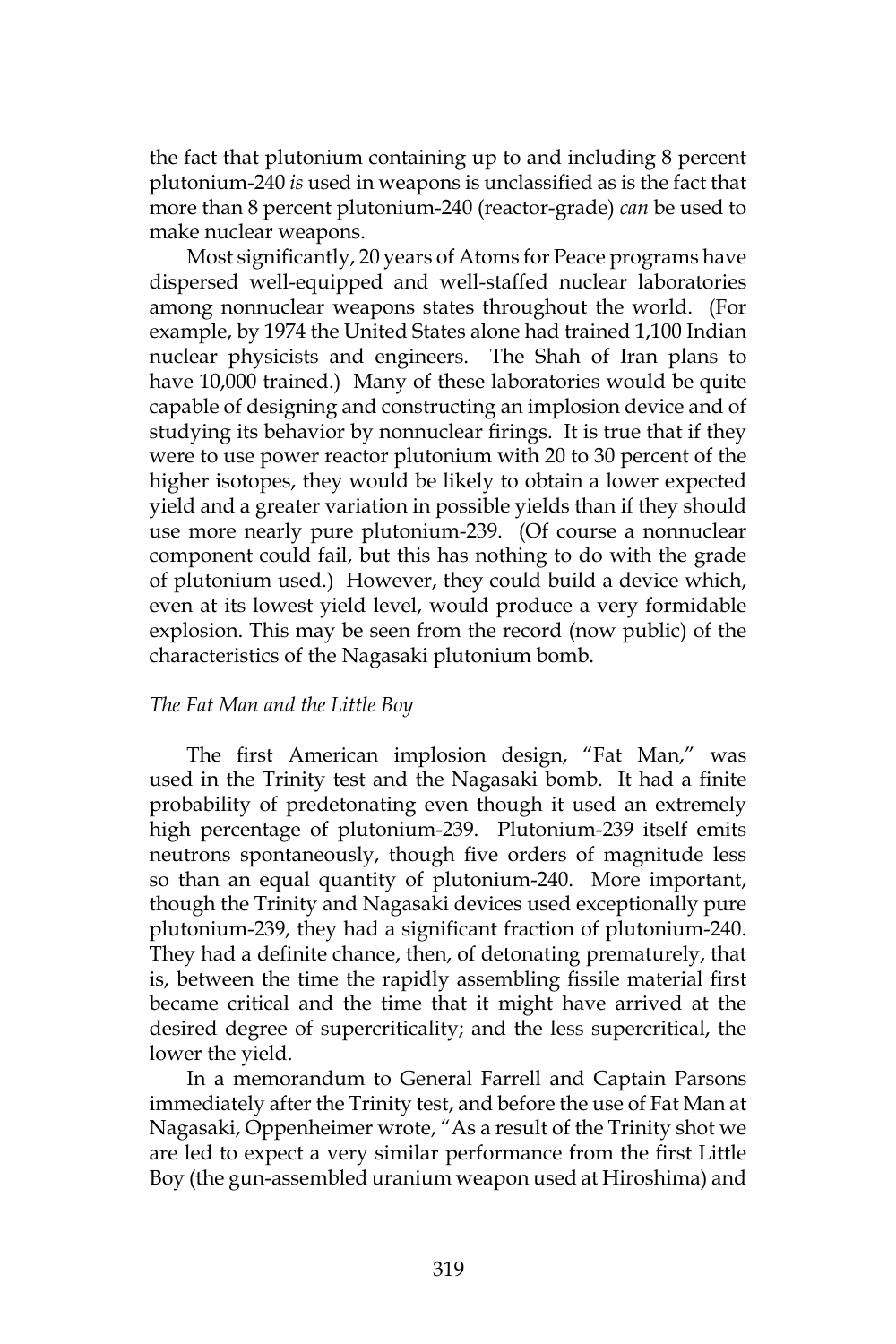the fact that plutonium containing up to and including 8 percent plutonium-240 *is* used in weapons is unclassified as is the fact that more than 8 percent plutonium-240 (reactor-grade) *can* be used to make nuclear weapons.

Most significantly, 20 years of Atoms for Peace programs have dispersed well-equipped and well-staffed nuclear laboratories among nonnuclear weapons states throughout the world. (For example, by 1974 the United States alone had trained 1,100 Indian nuclear physicists and engineers. The Shah of Iran plans to have 10,000 trained.) Many of these laboratories would be quite capable of designing and constructing an implosion device and of studying its behavior by nonnuclear firings. It is true that if they were to use power reactor plutonium with 20 to 30 percent of the higher isotopes, they would be likely to obtain a lower expected yield and a greater variation in possible yields than if they should use more nearly pure plutonium-239. (Of course a nonnuclear component could fail, but this has nothing to do with the grade of plutonium used.) However, they could build a device which, even at its lowest yield level, would produce a very formidable explosion. This may be seen from the record (now public) of the characteristics of the Nagasaki plutonium bomb.

*The Fat Man and the Little Boy*

The first American implosion design, "Fat Man," was used in the Trinity test and the Nagasaki bomb. It had a finite probability of predetonating even though it used an extremely high percentage of plutonium-239. Plutonium-239 itself emits neutrons spontaneously, though five orders of magnitude less so than an equal quantity of plutonium-240. More important, though the Trinity and Nagasaki devices used exceptionally pure plutonium-239, they had a significant fraction of plutonium-240. They had a definite chance, then, of detonating prematurely, that is, between the time the rapidly assembling fissile material first became critical and the time that it might have arrived at the desired degree of supercriticality; and the less supercritical, the lower the yield.

In a memorandum to General Farrell and Captain Parsons immediately after the Trinity test, and before the use of Fat Man at Nagasaki, Oppenheimer wrote, "As a result of the Trinity shot we are led to expect a very similar performance from the first Little Boy (the gun-assembled uranium weapon used at Hiroshima) and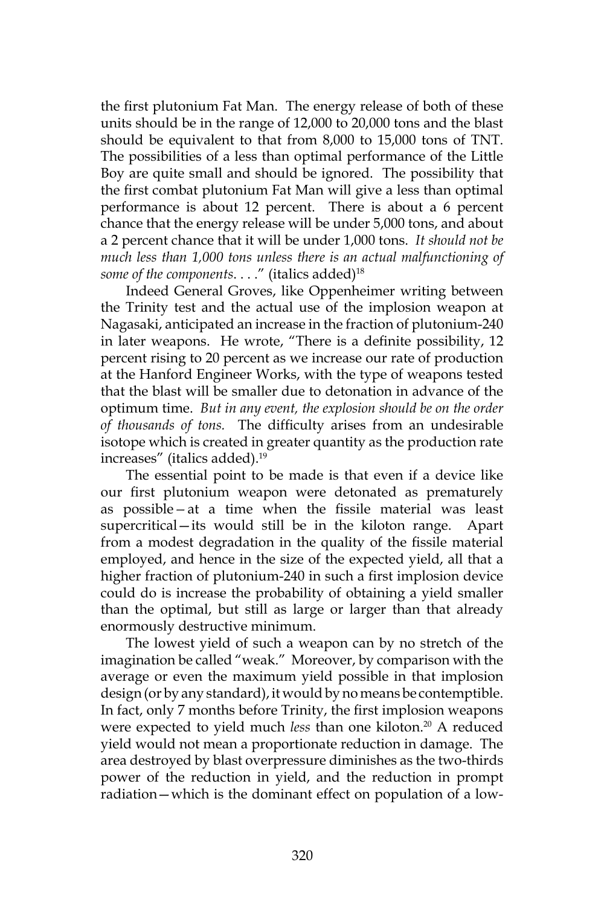the first plutonium Fat Man. The energy release of both of these units should be in the range of 12,000 to 20,000 tons and the blast should be equivalent to that from 8,000 to 15,000 tons of TNT. The possibilities of a less than optimal performance of the Little Boy are quite small and should be ignored. The possibility that the first combat plutonium Fat Man will give a less than optimal performance is about 12 percent. There is about a 6 percent chance that the energy release will be under 5,000 tons, and about a 2 percent chance that it will be under 1,000 tons. *It should not be much less than 1,000 tons unless there is an actual malfunctioning of some of the components. . . .*" (italics added)[18]

Indeed General Groves, like Oppenheimer writing between the Trinity test and the actual use of the implosion weapon at Nagasaki, anticipated an increase in the fraction of plutonium-240 in later weapons. He wrote, "There is a definite possibility, 12 percent rising to 20 percent as we increase our rate of production at the Hanford Engineer Works, with the type of weapons tested that the blast will be smaller due to detonation in advance of the optimum time. *But in any event, the explosion should be on the order of thousands of tons.* The difficulty arises from an undesirable isotope which is created in greater quantity as the production rate increases" (italics added).[19]

The essential point to be made is that even if a device like our first plutonium weapon were detonated as prematurely as possible—at a time when the fissile material was least supercritical—its would still be in the kiloton range. Apart from a modest degradation in the quality of the fissile material employed, and hence in the size of the expected yield, all that a higher fraction of plutonium-240 in such a first implosion device could do is increase the probability of obtaining a yield smaller than the optimal, but still as large or larger than that already enormously destructive minimum.

The lowest yield of such a weapon can by no stretch of the imagination be called "weak." Moreover, by comparison with the average or even the maximum yield possible in that implosion design (or by any standard), it would by no means be contemptible. In fact, only 7 months before Trinity, the first implosion weapons were expected to yield much *less* than one kiloton.[20] A reduced yield would not mean a proportionate reduction in damage. The area destroyed by blast overpressure diminishes as the two-thirds power of the reduction in yield, and the reduction in prompt radiation—which is the dominant effect on population of a low-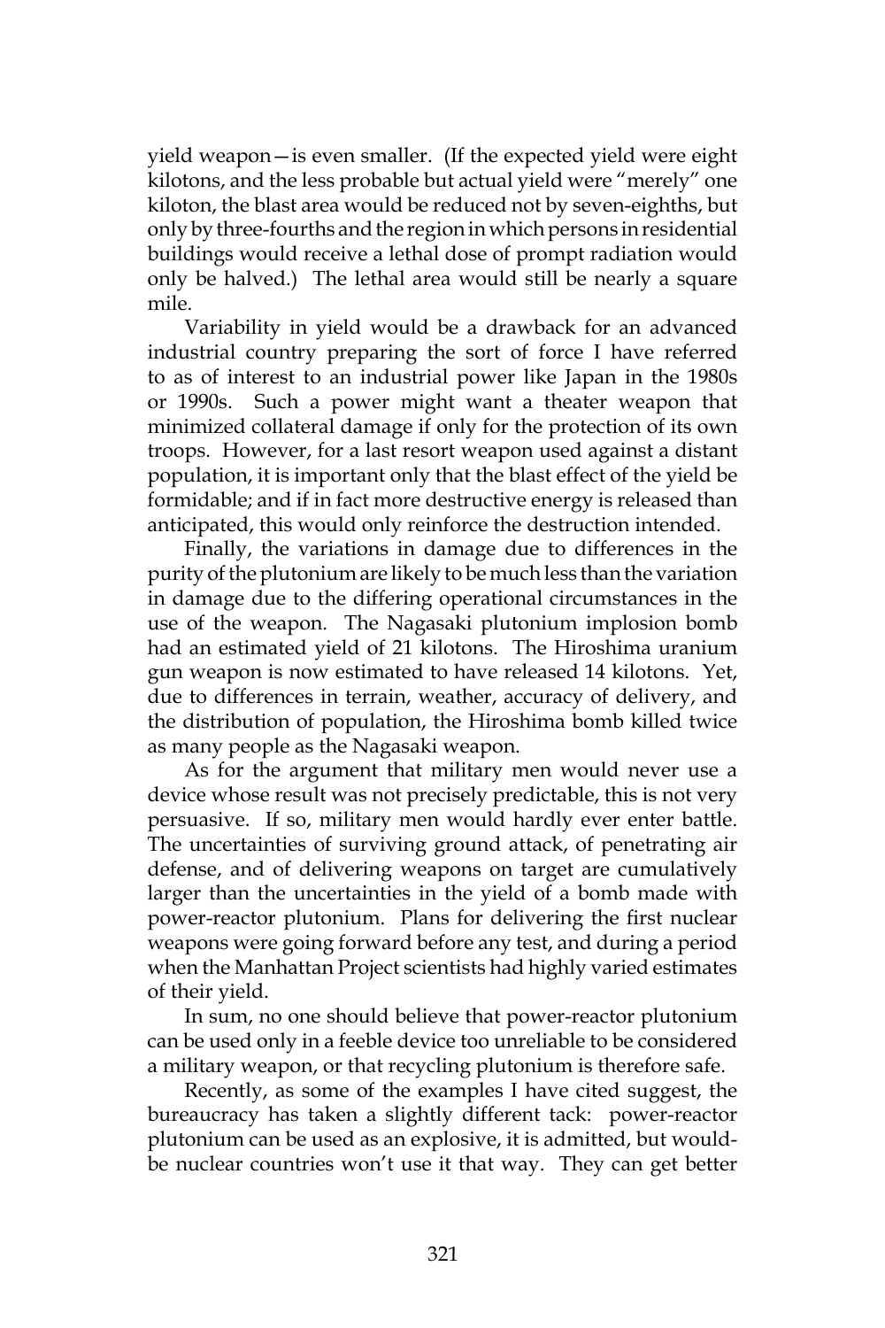yield weapon—is even smaller. (If the expected yield were eight kilotons, and the less probable but actual yield were "merely" one kiloton, the blast area would be reduced not by seven-eighths, but only by three-fourths and the region in which persons in residential buildings would receive a lethal dose of prompt radiation would only be halved.) The lethal area would still be nearly a square mile.

Variability in yield would be a drawback for an advanced industrial country preparing the sort of force I have referred to as of interest to an industrial power like Japan in the 1980s or 1990s. Such a power might want a theater weapon that minimized collateral damage if only for the protection of its own troops. However, for a last resort weapon used against a distant population, it is important only that the blast effect of the yield be formidable; and if in fact more destructive energy is released than anticipated, this would only reinforce the destruction intended.

Finally, the variations in damage due to differences in the purity of the plutonium are likely to be much less than the variation in damage due to the differing operational circumstances in the use of the weapon. The Nagasaki plutonium implosion bomb had an estimated yield of 21 kilotons. The Hiroshima uranium gun weapon is now estimated to have released 14 kilotons. Yet, due to differences in terrain, weather, accuracy of delivery, and the distribution of population, the Hiroshima bomb killed twice as many people as the Nagasaki weapon.

As for the argument that military men would never use a device whose result was not precisely predictable, this is not very persuasive. If so, military men would hardly ever enter battle. The uncertainties of surviving ground attack, of penetrating air defense, and of delivering weapons on target are cumulatively larger than the uncertainties in the yield of a bomb made with power-reactor plutonium. Plans for delivering the first nuclear weapons were going forward before any test, and during a period when the Manhattan Project scientists had highly varied estimates of their yield.

In sum, no one should believe that power-reactor plutonium can be used only in a feeble device too unreliable to be considered a military weapon, or that recycling plutonium is therefore safe.

Recently, as some of the examples I have cited suggest, the bureaucracy has taken a slightly different tack: power-reactor plutonium can be used as an explosive, it is admitted, but would-be nuclear countries won't use it that way. They can get better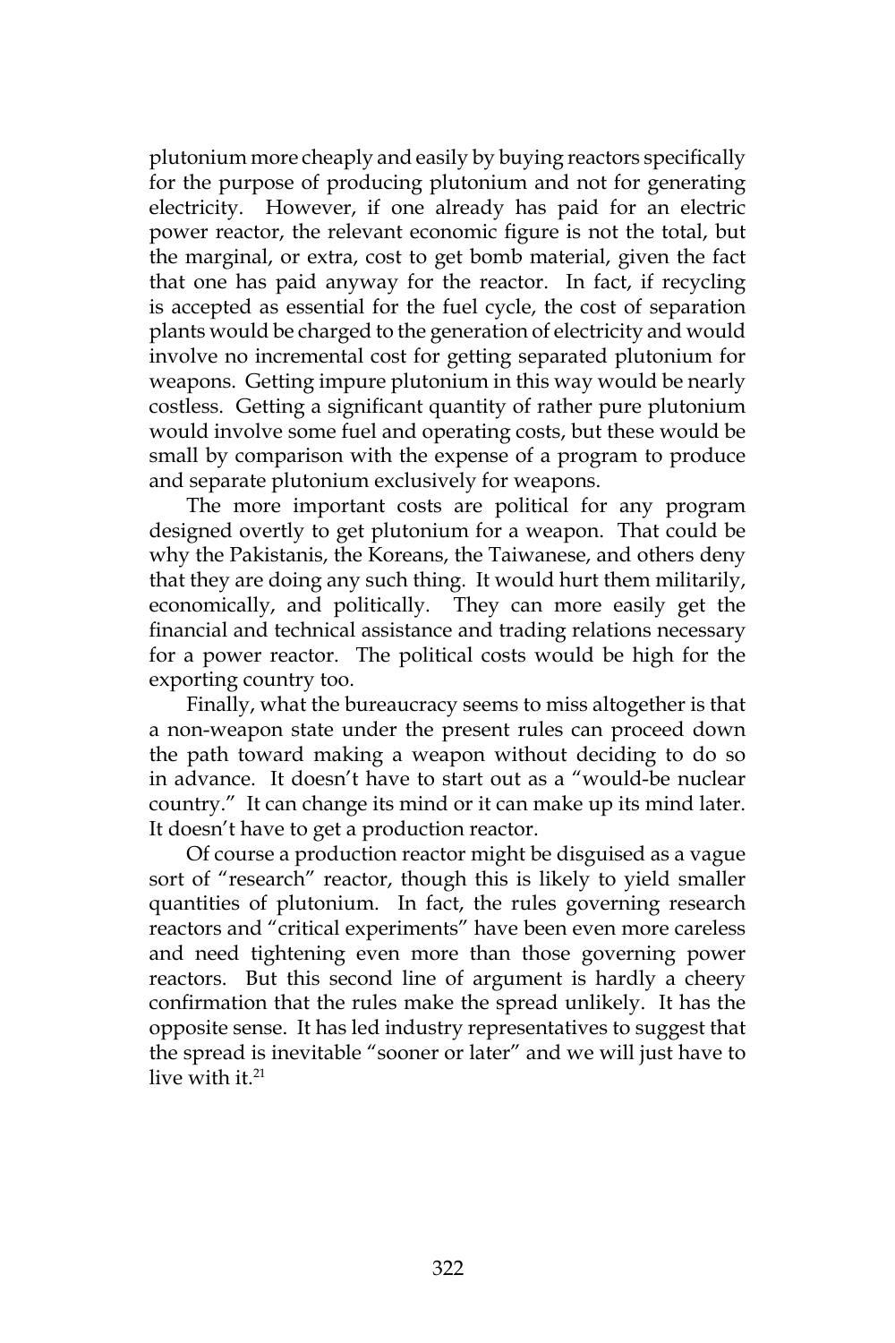plutonium more cheaply and easily by buying reactors specifically for the purpose of producing plutonium and not for generating electricity. However, if one already has paid for an electric power reactor, the relevant economic figure is not the total, but the marginal, or extra, cost to get bomb material, given the fact that one has paid anyway for the reactor. In fact, if recycling is accepted as essential for the fuel cycle, the cost of separation plants would be charged to the generation of electricity and would involve no incremental cost for getting separated plutonium for weapons. Getting impure plutonium in this way would be nearly costless. Getting a significant quantity of rather pure plutonium would involve some fuel and operating costs, but these would be small by comparison with the expense of a program to produce and separate plutonium exclusively for weapons.

The more important costs are political for any program designed overtly to get plutonium for a weapon. That could be why the Pakistanis, the Koreans, the Taiwanese, and others deny that they are doing any such thing. It would hurt them militarily, economically, and politically. They can more easily get the financial and technical assistance and trading relations necessary for a power reactor. The political costs would be high for the exporting country too.

Finally, what the bureaucracy seems to miss altogether is that a non-weapon state under the present rules can proceed down the path toward making a weapon without deciding to do so in advance. It doesn't have to start out as a "would-be nuclear country." It can change its mind or it can make up its mind later. It doesn't have to get a production reactor.

Of course a production reactor might be disguised as a vague sort of "research" reactor, though this is likely to yield smaller quantities of plutonium. In fact, the rules governing research reactors and "critical experiments" have been even more careless and need tightening even more than those governing power reactors. But this second line of argument is hardly a cheery confirmation that the rules make the spread unlikely. It has the opposite sense. It has led industry representatives to suggest that the spread is inevitable "sooner or later" and we will just have to live with it.[21]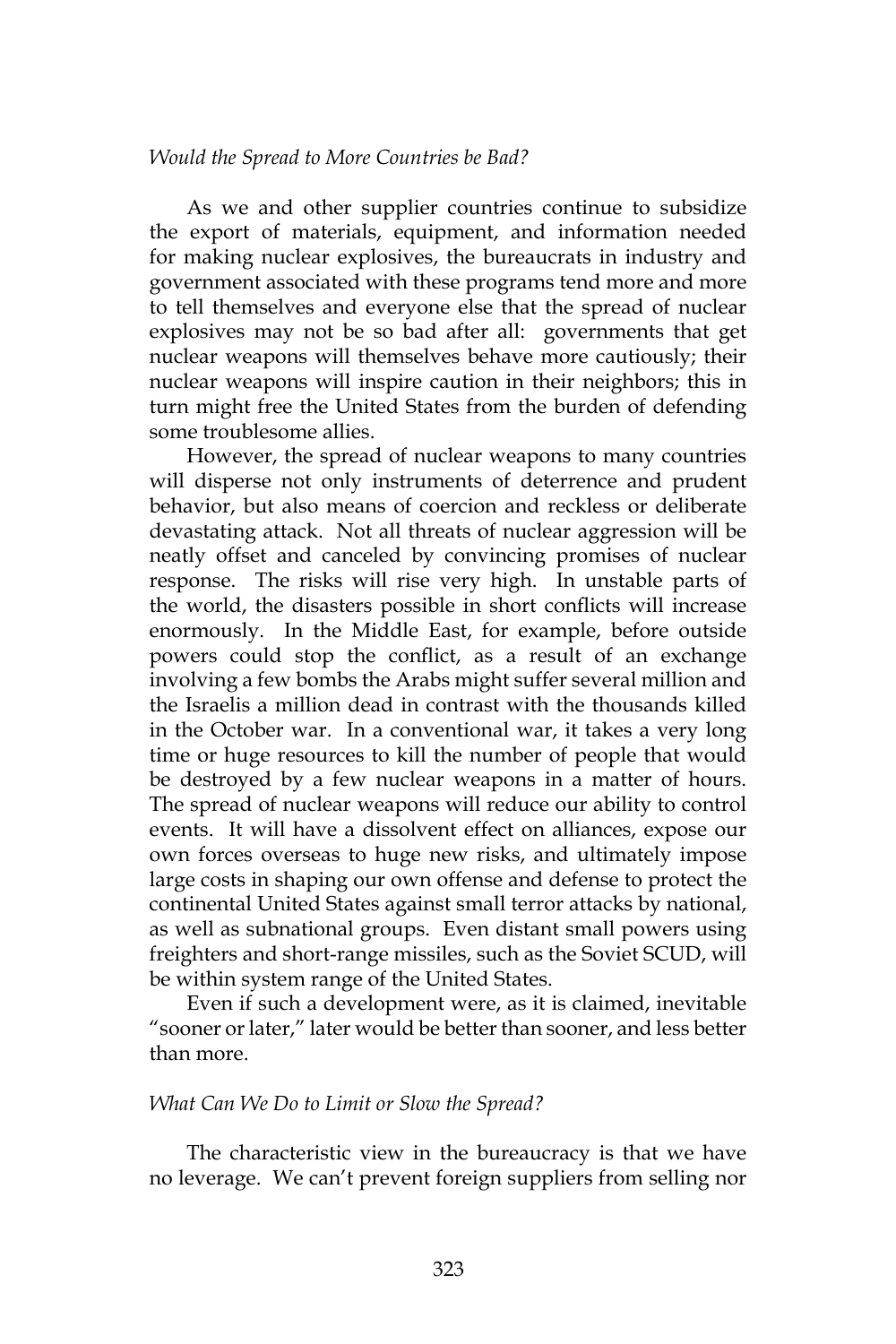*Would the Spread to More Countries be Bad?*

As we and other supplier countries continue to subsidize the export of materials, equipment, and information needed for making nuclear explosives, the bureaucrats in industry and government associated with these programs tend more and more to tell themselves and everyone else that the spread of nuclear explosives may not be so bad after all: governments that get nuclear weapons will themselves behave more cautiously; their nuclear weapons will inspire caution in their neighbors; this in turn might free the United States from the burden of defending some troublesome allies.

However, the spread of nuclear weapons to many countries will disperse not only instruments of deterrence and prudent behavior, but also means of coercion and reckless or deliberate devastating attack. Not all threats of nuclear aggression will be neatly offset and canceled by convincing promises of nuclear response. The risks will rise very high. In unstable parts of the world, the disasters possible in short conflicts will increase enormously. In the Middle East, for example, before outside powers could stop the conflict, as a result of an exchange involving a few bombs the Arabs might suffer several million and the Israelis a million dead in contrast with the thousands killed in the October war. In a conventional war, it takes a very long time or huge resources to kill the number of people that would be destroyed by a few nuclear weapons in a matter of hours. The spread of nuclear weapons will reduce our ability to control events. It will have a dissolvent effect on alliances, expose our own forces overseas to huge new risks, and ultimately impose large costs in shaping our own offense and defense to protect the continental United States against small terror attacks by national, as well as subnational groups. Even distant small powers using freighters and short-range missiles, such as the Soviet SCUD, will be within system range of the United States.

Even if such a development were, as it is claimed, inevitable "sooner or later," later would be better than sooner, and less better than more.

*What Can We Do to Limit or Slow the Spread?*

The characteristic view in the bureaucracy is that we have no leverage. We can't prevent foreign suppliers from selling nor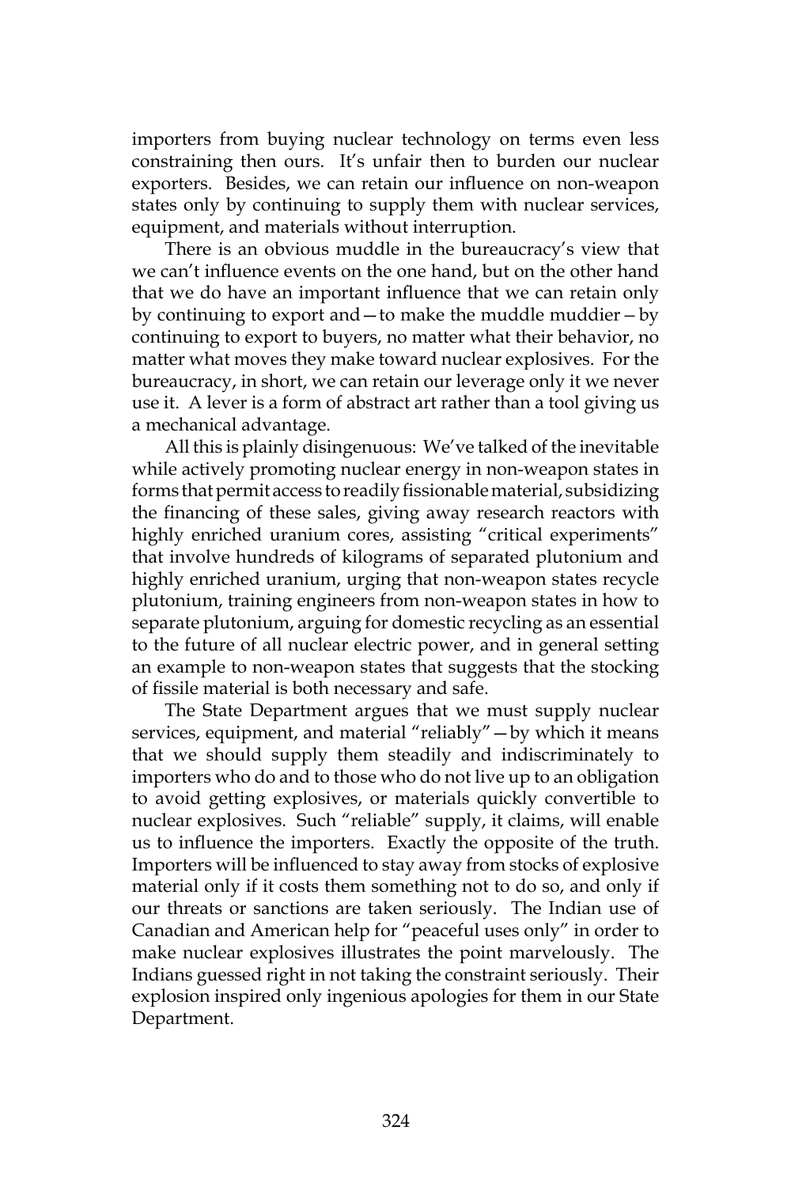importers from buying nuclear technology on terms even less constraining then ours. It's unfair then to burden our nuclear exporters. Besides, we can retain our influence on non-weapon states only by continuing to supply them with nuclear services, equipment, and materials without interruption.

There is an obvious muddle in the bureaucracy's view that we can't influence events on the one hand, but on the other hand that we do have an important influence that we can retain only by continuing to export and—to make the muddle muddier—by continuing to export to buyers, no matter what their behavior, no matter what moves they make toward nuclear explosives. For the bureaucracy, in short, we can retain our leverage only it we never use it. A lever is a form of abstract art rather than a tool giving us a mechanical advantage.

All this is plainly disingenuous: We've talked of the inevitable while actively promoting nuclear energy in non-weapon states in forms that permit access to readily fissionable material, subsidizing the financing of these sales, giving away research reactors with highly enriched uranium cores, assisting "critical experiments" that involve hundreds of kilograms of separated plutonium and highly enriched uranium, urging that non-weapon states recycle plutonium, training engineers from non-weapon states in how to separate plutonium, arguing for domestic recycling as an essential to the future of all nuclear electric power, and in general setting an example to non-weapon states that suggests that the stocking of fissile material is both necessary and safe.

The State Department argues that we must supply nuclear services, equipment, and material "reliably"—by which it means that we should supply them steadily and indiscriminately to importers who do and to those who do not live up to an obligation to avoid getting explosives, or materials quickly convertible to nuclear explosives. Such "reliable" supply, it claims, will enable us to influence the importers. Exactly the opposite of the truth. Importers will be influenced to stay away from stocks of explosive material only if it costs them something not to do so, and only if our threats or sanctions are taken seriously. The Indian use of Canadian and American help for "peaceful uses only" in order to make nuclear explosives illustrates the point marvelously. The Indians guessed right in not taking the constraint seriously. Their explosion inspired only ingenious apologies for them in our State Department.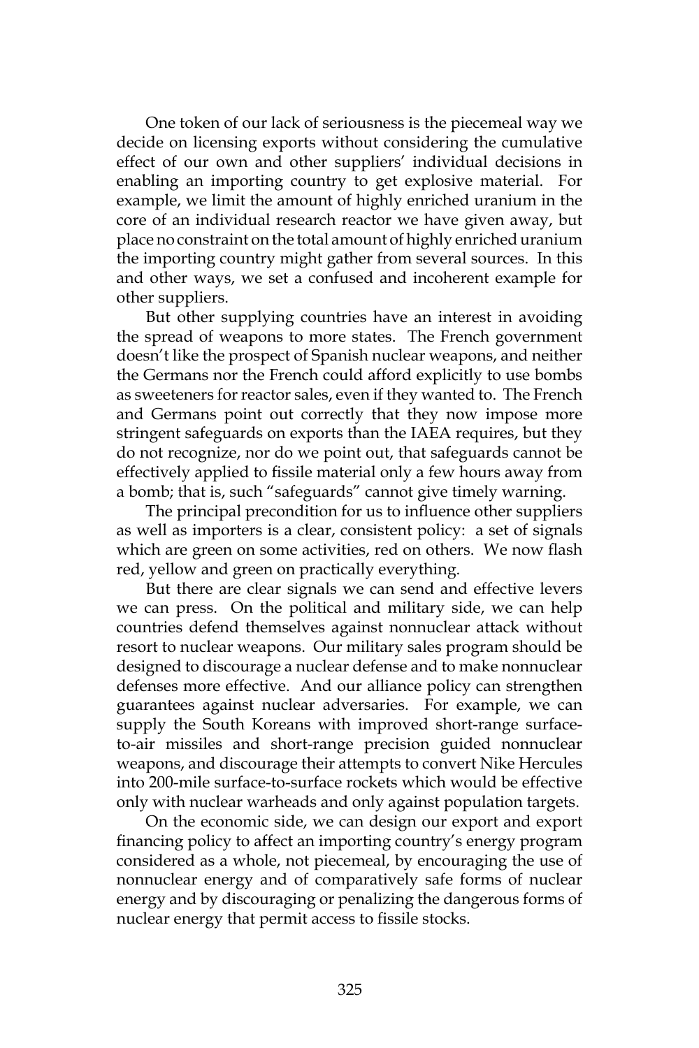One token of our lack of seriousness is the piecemeal way we decide on licensing exports without considering the cumulative effect of our own and other suppliers' individual decisions in enabling an importing country to get explosive material. For example, we limit the amount of highly enriched uranium in the core of an individual research reactor we have given away, but place no constraint on the total amount of highly enriched uranium the importing country might gather from several sources. In this and other ways, we set a confused and incoherent example for other suppliers.

But other supplying countries have an interest in avoiding the spread of weapons to more states. The French government doesn't like the prospect of Spanish nuclear weapons, and neither the Germans nor the French could afford explicitly to use bombs as sweeteners for reactor sales, even if they wanted to. The French and Germans point out correctly that they now impose more stringent safeguards on exports than the IAEA requires, but they do not recognize, nor do we point out, that safeguards cannot be effectively applied to fissile material only a few hours away from a bomb; that is, such "safeguards" cannot give timely warning.

The principal precondition for us to influence other suppliers as well as importers is a clear, consistent policy: a set of signals which are green on some activities, red on others. We now flash red, yellow and green on practically everything.

But there are clear signals we can send and effective levers we can press. On the political and military side, we can help countries defend themselves against nonnuclear attack without resort to nuclear weapons. Our military sales program should be designed to discourage a nuclear defense and to make nonnuclear defenses more effective. And our alliance policy can strengthen guarantees against nuclear adversaries. For example, we can supply the South Koreans with improved short-range surface-to-air missiles and short-range precision guided nonnuclear weapons, and discourage their attempts to convert Nike Hercules into 200-mile surface-to-surface rockets which would be effective only with nuclear warheads and only against population targets.

On the economic side, we can design our export and export financing policy to affect an importing country's energy program considered as a whole, not piecemeal, by encouraging the use of nonnuclear energy and of comparatively safe forms of nuclear energy and by discouraging or penalizing the dangerous forms of nuclear energy that permit access to fissile stocks.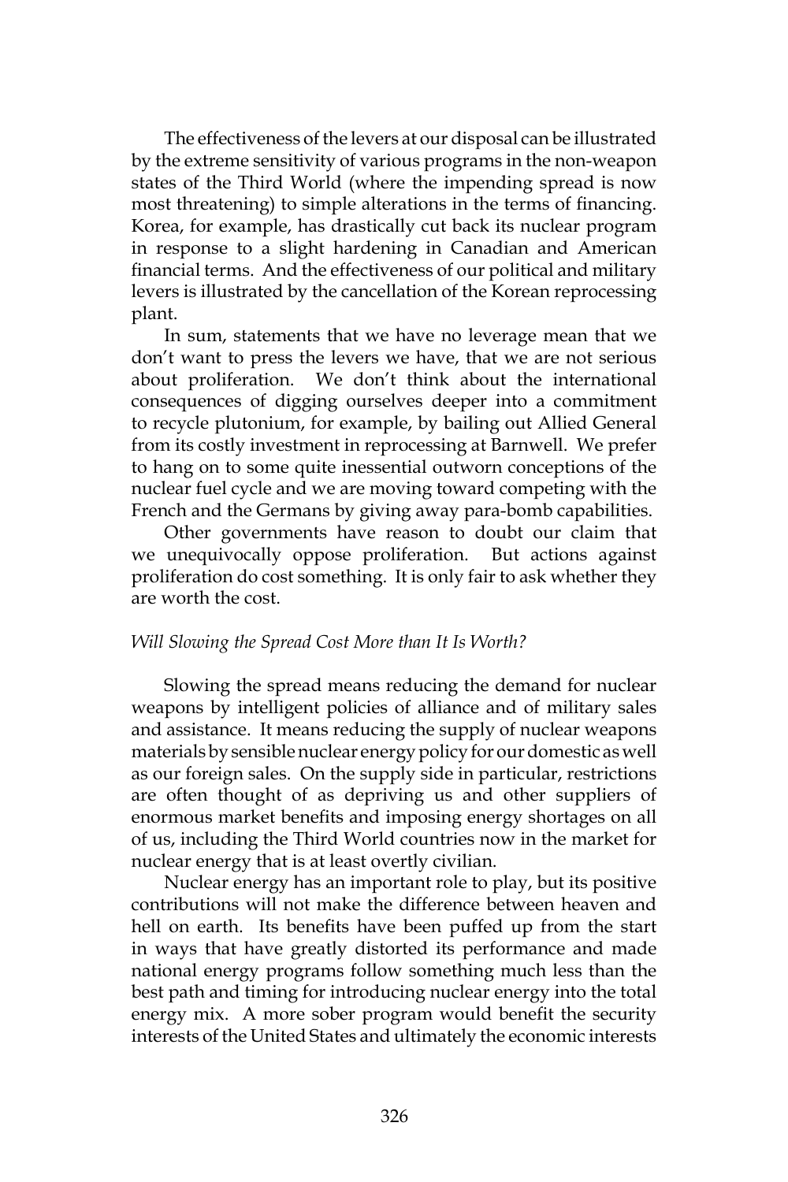The effectiveness of the levers at our disposal can be illustrated by the extreme sensitivity of various programs in the non-weapon states of the Third World (where the impending spread is now most threatening) to simple alterations in the terms of financing. Korea, for example, has drastically cut back its nuclear program in response to a slight hardening in Canadian and American financial terms. And the effectiveness of our political and military levers is illustrated by the cancellation of the Korean reprocessing plant.

In sum, statements that we have no leverage mean that we don't want to press the levers we have, that we are not serious about proliferation. We don't think about the international consequences of digging ourselves deeper into a commitment to recycle plutonium, for example, by bailing out Allied General from its costly investment in reprocessing at Barnwell. We prefer to hang on to some quite inessential outworn conceptions of the nuclear fuel cycle and we are moving toward competing with the French and the Germans by giving away para-bomb capabilities.

Other governments have reason to doubt our claim that we unequivocally oppose proliferation. But actions against proliferation do cost something. It is only fair to ask whether they are worth the cost.

*Will Slowing the Spread Cost More than It Is Worth?*

Slowing the spread means reducing the demand for nuclear weapons by intelligent policies of alliance and of military sales and assistance. It means reducing the supply of nuclear weapons materials by sensible nuclear energy policy for our domestic as well as our foreign sales. On the supply side in particular, restrictions are often thought of as depriving us and other suppliers of enormous market benefits and imposing energy shortages on all of us, including the Third World countries now in the market for nuclear energy that is at least overtly civilian.

Nuclear energy has an important role to play, but its positive contributions will not make the difference between heaven and hell on earth. Its benefits have been puffed up from the start in ways that have greatly distorted its performance and made national energy programs follow something much less than the best path and timing for introducing nuclear energy into the total energy mix. A more sober program would benefit the security interests of the United States and ultimately the economic interests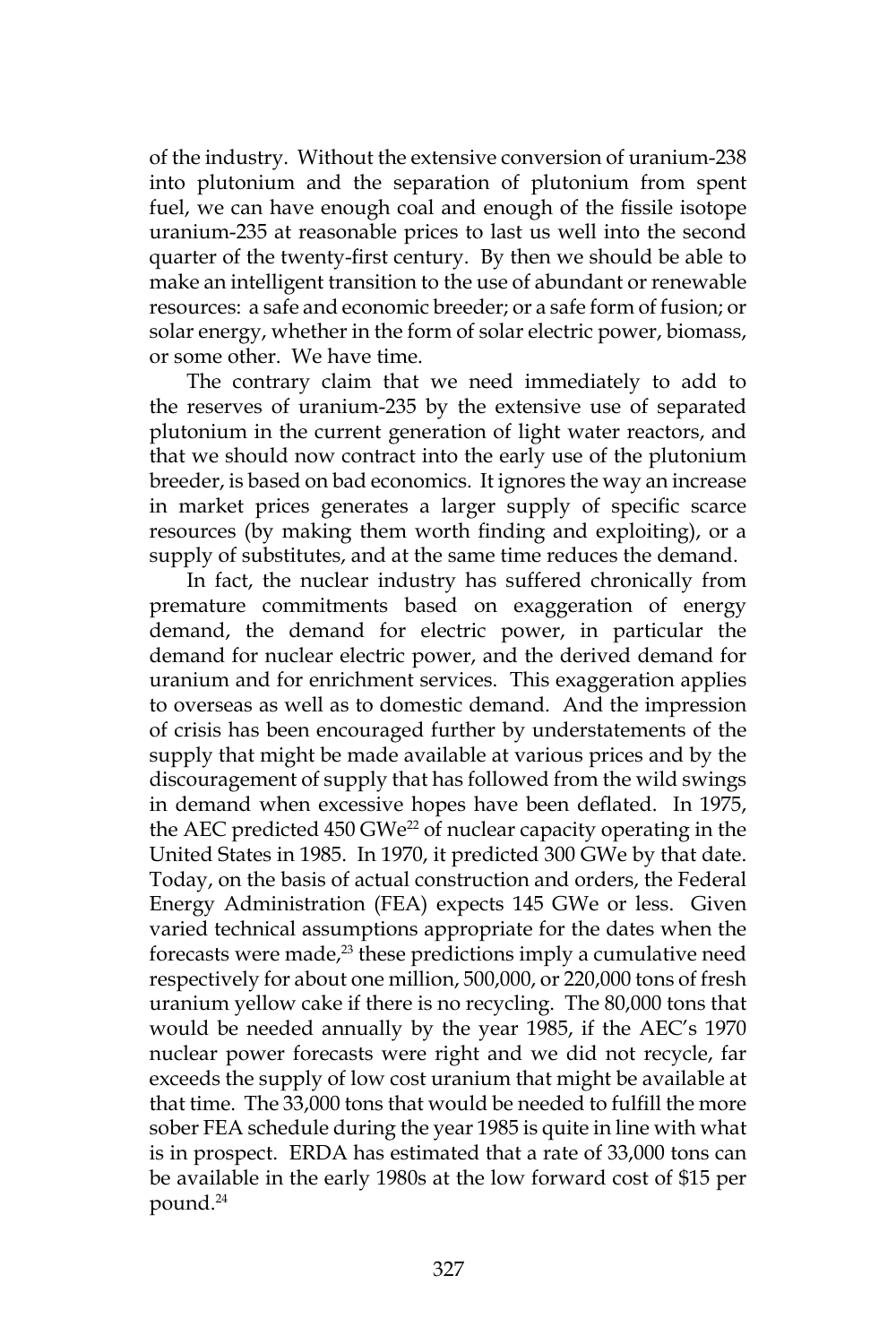of the industry. Without the extensive conversion of uranium-238 into plutonium and the separation of plutonium from spent fuel, we can have enough coal and enough of the fissile isotope uranium-235 at reasonable prices to last us well into the second quarter of the twenty-first century. By then we should be able to make an intelligent transition to the use of abundant or renewable resources: a safe and economic breeder; or a safe form of fusion; or solar energy, whether in the form of solar electric power, biomass, or some other. We have time.

The contrary claim that we need immediately to add to the reserves of uranium-235 by the extensive use of separated plutonium in the current generation of light water reactors, and that we should now contract into the early use of the plutonium breeder, is based on bad economics. It ignores the way an increase in market prices generates a larger supply of specific scarce resources (by making them worth finding and exploiting), or a supply of substitutes, and at the same time reduces the demand.

In fact, the nuclear industry has suffered chronically from premature commitments based on exaggeration of energy demand, the demand for electric power, in particular the demand for nuclear electric power, and the derived demand for uranium and for enrichment services. This exaggeration applies to overseas as well as to domestic demand. And the impression of crisis has been encouraged further by understatements of the supply that might be made available at various prices and by the discouragement of supply that has followed from the wild swings in demand when excessive hopes have been deflated. In 1975, the AEC predicted 450 GWe[22] of nuclear capacity operating in the United States in 1985. In 1970, it predicted 300 GWe by that date. Today, on the basis of actual construction and orders, the Federal Energy Administration (FEA) expects 145 GWe or less. Given varied technical assumptions appropriate for the dates when the forecasts were made,[23] these predictions imply a cumulative need respectively for about one million, 500,000, or 220,000 tons of fresh uranium yellow cake if there is no recycling. The 80,000 tons that would be needed annually by the year 1985, if the AEC's 1970 nuclear power forecasts were right and we did not recycle, far exceeds the supply of low cost uranium that might be available at that time. The 33,000 tons that would be needed to fulfill the more sober FEA schedule during the year 1985 is quite in line with what is in prospect. ERDA has estimated that a rate of 33,000 tons can be available in the early 1980s at the low forward cost of $15 per pound.[24]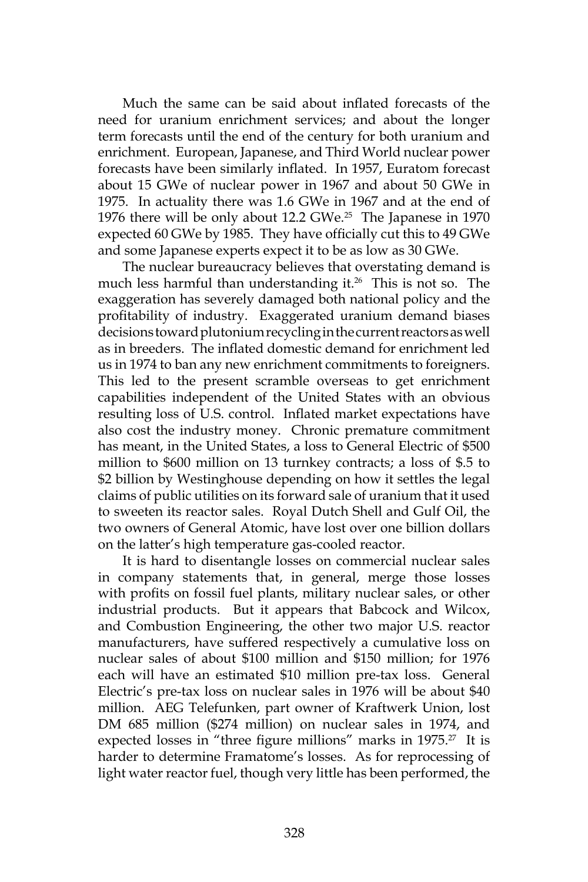Much the same can be said about inflated forecasts of the need for uranium enrichment services; and about the longer term forecasts until the end of the century for both uranium and enrichment. European, Japanese, and Third World nuclear power forecasts have been similarly inflated. In 1957, Euratom forecast about 15 GWe of nuclear power in 1967 and about 50 GWe in 1975. In actuality there was 1.6 GWe in 1967 and at the end of 1976 there will be only about 12.2 GWe.[25] The Japanese in 1970 expected 60 GWe by 1985. They have officially cut this to 49 GWe and some Japanese experts expect it to be as low as 30 GWe.

The nuclear bureaucracy believes that overstating demand is much less harmful than understanding it.[26] This is not so. The exaggeration has severely damaged both national policy and the profitability of industry. Exaggerated uranium demand biases decisions toward plutonium recycling in the current reactors as well as in breeders. The inflated domestic demand for enrichment led us in 1974 to ban any new enrichment commitments to foreigners. This led to the present scramble overseas to get enrichment capabilities independent of the United States with an obvious resulting loss of U.S. control. Inflated market expectations have also cost the industry money. Chronic premature commitment has meant, in the United States, a loss to General Electric of $500 million to $600 million on 13 turnkey contracts; a loss of $.5 to $2 billion by Westinghouse depending on how it settles the legal claims of public utilities on its forward sale of uranium that it used to sweeten its reactor sales. Royal Dutch Shell and Gulf Oil, the two owners of General Atomic, have lost over one billion dollars on the latter's high temperature gas-cooled reactor.

It is hard to disentangle losses on commercial nuclear sales in company statements that, in general, merge those losses with profits on fossil fuel plants, military nuclear sales, or other industrial products. But it appears that Babcock and Wilcox, and Combustion Engineering, the other two major U.S. reactor manufacturers, have suffered respectively a cumulative loss on nuclear sales of about $100 million and $150 million; for 1976 each will have an estimated $10 million pre-tax loss. General Electric's pre-tax loss on nuclear sales in 1976 will be about $40 million. AEG Telefunken, part owner of Kraftwerk Union, lost DM 685 million ($274 million) on nuclear sales in 1974, and expected losses in "three figure millions" marks in 1975.[27] It is harder to determine Framatome's losses. As for reprocessing of light water reactor fuel, though very little has been performed, the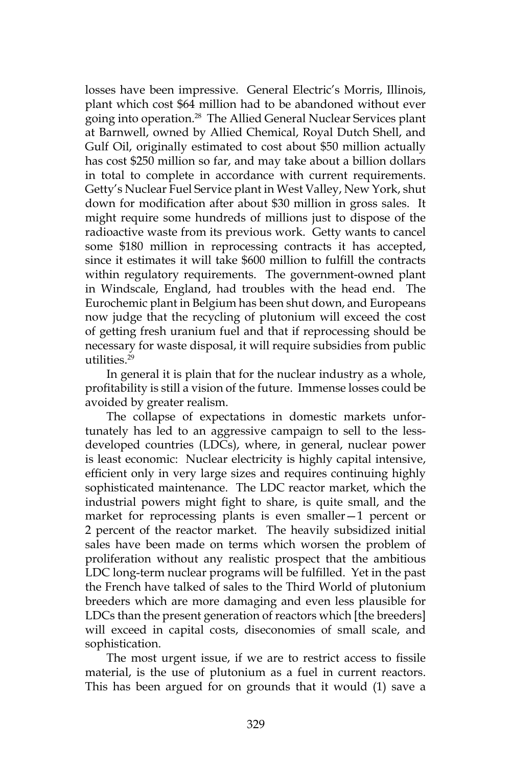losses have been impressive. General Electric's Morris, Illinois, plant which cost $64 million had to be abandoned without ever going into operation.[28] The Allied General Nuclear Services plant at Barnwell, owned by Allied Chemical, Royal Dutch Shell, and Gulf Oil, originally estimated to cost about $50 million actually has cost $250 million so far, and may take about a billion dollars in total to complete in accordance with current requirements. Getty's Nuclear Fuel Service plant in West Valley, New York, shut down for modification after about $30 million in gross sales. It might require some hundreds of millions just to dispose of the radioactive waste from its previous work. Getty wants to cancel some $180 million in reprocessing contracts it has accepted, since it estimates it will take $600 million to fulfill the contracts within regulatory requirements. The government-owned plant in Windscale, England, had troubles with the head end. The Eurochemic plant in Belgium has been shut down, and Europeans now judge that the recycling of plutonium will exceed the cost of getting fresh uranium fuel and that if reprocessing should be necessary for waste disposal, it will require subsidies from public utilities.[29]

In general it is plain that for the nuclear industry as a whole, profitability is still a vision of the future. Immense losses could be avoided by greater realism.

The collapse of expectations in domestic markets unfortunately has led to an aggressive campaign to sell to the less-developed countries (LDCs), where, in general, nuclear power is least economic: Nuclear electricity is highly capital intensive, efficient only in very large sizes and requires continuing highly sophisticated maintenance. The LDC reactor market, which the industrial powers might fight to share, is quite small, and the market for reprocessing plants is even smaller—1 percent or 2 percent of the reactor market. The heavily subsidized initial sales have been made on terms which worsen the problem of proliferation without any realistic prospect that the ambitious LDC long-term nuclear programs will be fulfilled. Yet in the past the French have talked of sales to the Third World of plutonium breeders which are more damaging and even less plausible for LDCs than the present generation of reactors which [the breeders] will exceed in capital costs, diseconomies of small scale, and sophistication.

The most urgent issue, if we are to restrict access to fissile material, is the use of plutonium as a fuel in current reactors. This has been argued for on grounds that it would (1) save a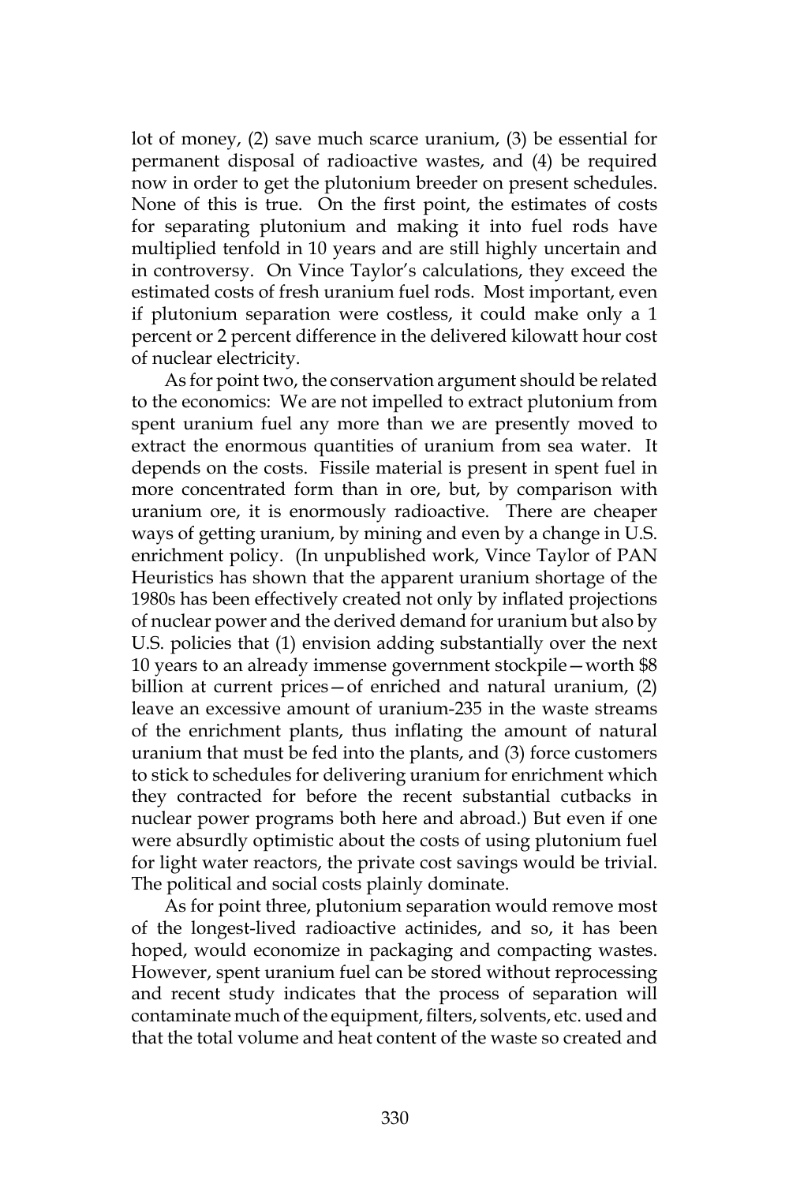lot of money, (2) save much scarce uranium, (3) be essential for permanent disposal of radioactive wastes, and (4) be required now in order to get the plutonium breeder on present schedules. None of this is true. On the first point, the estimates of costs for separating plutonium and making it into fuel rods have multiplied tenfold in 10 years and are still highly uncertain and in controversy. On Vince Taylor's calculations, they exceed the estimated costs of fresh uranium fuel rods. Most important, even if plutonium separation were costless, it could make only a 1 percent or 2 percent difference in the delivered kilowatt hour cost of nuclear electricity.

As for point two, the conservation argument should be related to the economics: We are not impelled to extract plutonium from spent uranium fuel any more than we are presently moved to extract the enormous quantities of uranium from sea water. It depends on the costs. Fissile material is present in spent fuel in more concentrated form than in ore, but, by comparison with uranium ore, it is enormously radioactive. There are cheaper ways of getting uranium, by mining and even by a change in U.S. enrichment policy. (In unpublished work, Vince Taylor of PAN Heuristics has shown that the apparent uranium shortage of the 1980s has been effectively created not only by inflated projections of nuclear power and the derived demand for uranium but also by U.S. policies that (1) envision adding substantially over the next 10 years to an already immense government stockpile—worth $8 billion at current prices—of enriched and natural uranium, (2) leave an excessive amount of uranium-235 in the waste streams of the enrichment plants, thus inflating the amount of natural uranium that must be fed into the plants, and (3) force customers to stick to schedules for delivering uranium for enrichment which they contracted for before the recent substantial cutbacks in nuclear power programs both here and abroad.) But even if one were absurdly optimistic about the costs of using plutonium fuel for light water reactors, the private cost savings would be trivial. The political and social costs plainly dominate.

As for point three, plutonium separation would remove most of the longest-lived radioactive actinides, and so, it has been hoped, would economize in packaging and compacting wastes. However, spent uranium fuel can be stored without reprocessing and recent study indicates that the process of separation will contaminate much of the equipment, filters, solvents, etc. used and that the total volume and heat content of the waste so created and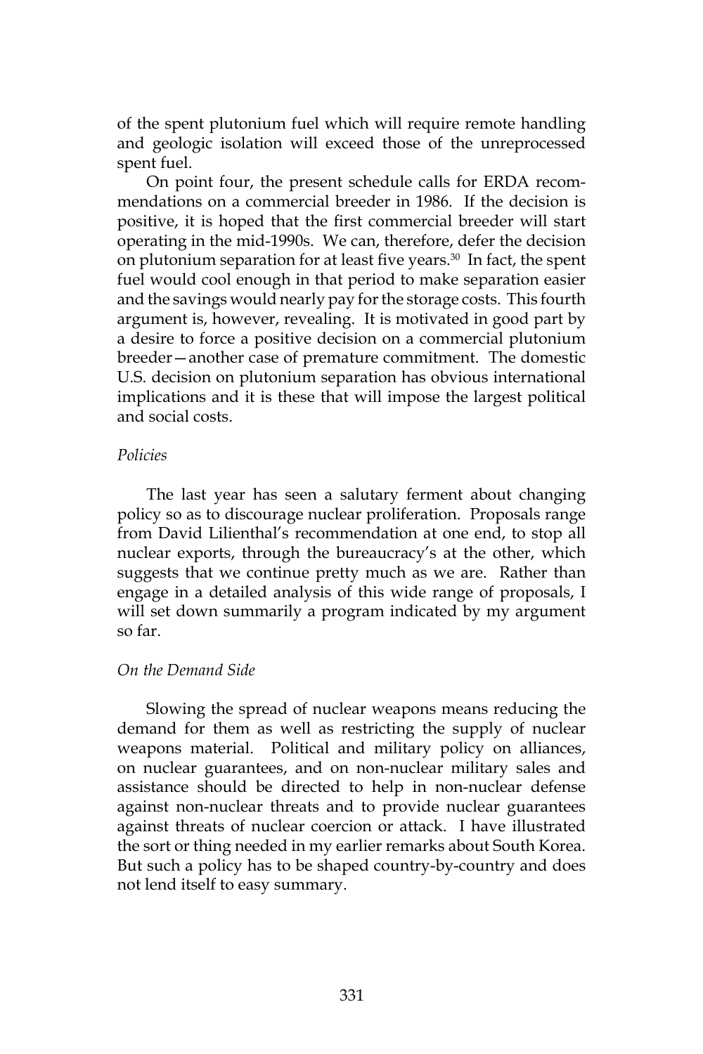of the spent plutonium fuel which will require remote handling and geologic isolation will exceed those of the unreprocessed spent fuel.

On point four, the present schedule calls for ERDA recommendations on a commercial breeder in 1986. If the decision is positive, it is hoped that the first commercial breeder will start operating in the mid-1990s. We can, therefore, defer the decision on plutonium separation for at least five years.[30] In fact, the spent fuel would cool enough in that period to make separation easier and the savings would nearly pay for the storage costs. This fourth argument is, however, revealing. It is motivated in good part by a desire to force a positive decision on a commercial plutonium breeder—another case of premature commitment. The domestic U.S. decision on plutonium separation has obvious international implications and it is these that will impose the largest political and social costs.

*Policies*

The last year has seen a salutary ferment about changing policy so as to discourage nuclear proliferation. Proposals range from David Lilienthal's recommendation at one end, to stop all nuclear exports, through the bureaucracy's at the other, which suggests that we continue pretty much as we are. Rather than engage in a detailed analysis of this wide range of proposals, I will set down summarily a program indicated by my argument so far.

*On the Demand Side*

Slowing the spread of nuclear weapons means reducing the demand for them as well as restricting the supply of nuclear weapons material. Political and military policy on alliances, on nuclear guarantees, and on non-nuclear military sales and assistance should be directed to help in non-nuclear defense against non-nuclear threats and to provide nuclear guarantees against threats of nuclear coercion or attack. I have illustrated the sort or thing needed in my earlier remarks about South Korea. But such a policy has to be shaped country-by-country and does not lend itself to easy summary.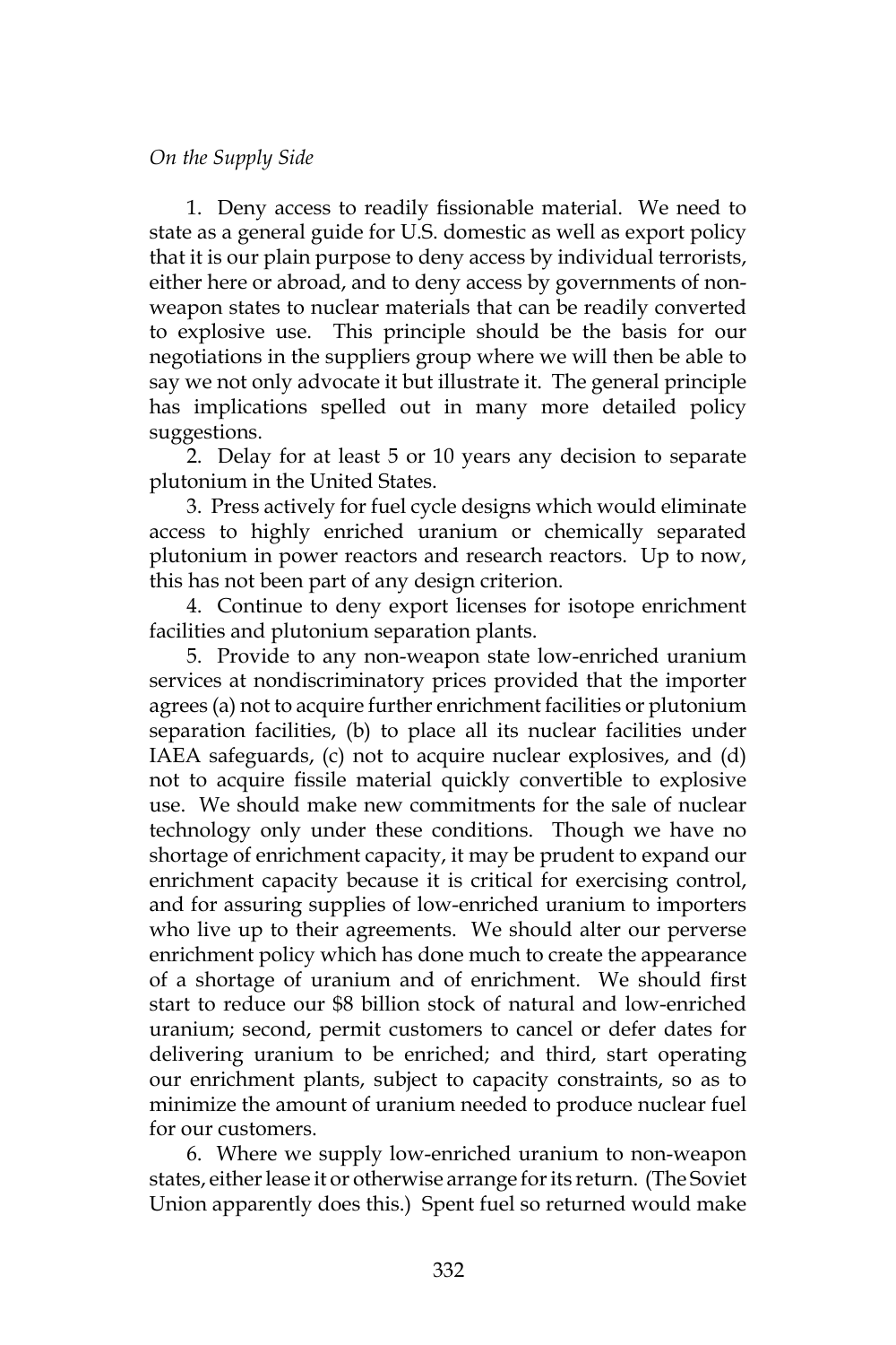*On the Supply Side*

1. Deny access to readily fissionable material. We need to state as a general guide for U.S. domestic as well as export policy that it is our plain purpose to deny access by individual terrorists, either here or abroad, and to deny access by governments of non-weapon states to nuclear materials that can be readily converted to explosive use. This principle should be the basis for our negotiations in the suppliers group where we will then be able to say we not only advocate it but illustrate it. The general principle has implications spelled out in many more detailed policy suggestions.

2. Delay for at least 5 or 10 years any decision to separate plutonium in the United States.

3. Press actively for fuel cycle designs which would eliminate access to highly enriched uranium or chemically separated plutonium in power reactors and research reactors. Up to now, this has not been part of any design criterion.

4. Continue to deny export licenses for isotope enrichment facilities and plutonium separation plants.

5. Provide to any non-weapon state low-enriched uranium services at nondiscriminatory prices provided that the importer agrees (a) not to acquire further enrichment facilities or plutonium separation facilities, (b) to place all its nuclear facilities under IAEA safeguards, (c) not to acquire nuclear explosives, and (d) not to acquire fissile material quickly convertible to explosive use. We should make new commitments for the sale of nuclear technology only under these conditions. Though we have no shortage of enrichment capacity, it may be prudent to expand our enrichment capacity because it is critical for exercising control, and for assuring supplies of low-enriched uranium to importers who live up to their agreements. We should alter our perverse enrichment policy which has done much to create the appearance of a shortage of uranium and of enrichment. We should first start to reduce our $8 billion stock of natural and low-enriched uranium; second, permit customers to cancel or defer dates for delivering uranium to be enriched; and third, start operating our enrichment plants, subject to capacity constraints, so as to minimize the amount of uranium needed to produce nuclear fuel for our customers.

6. Where we supply low-enriched uranium to non-weapon states, either lease it or otherwise arrange for its return. (The Soviet Union apparently does this.) Spent fuel so returned would make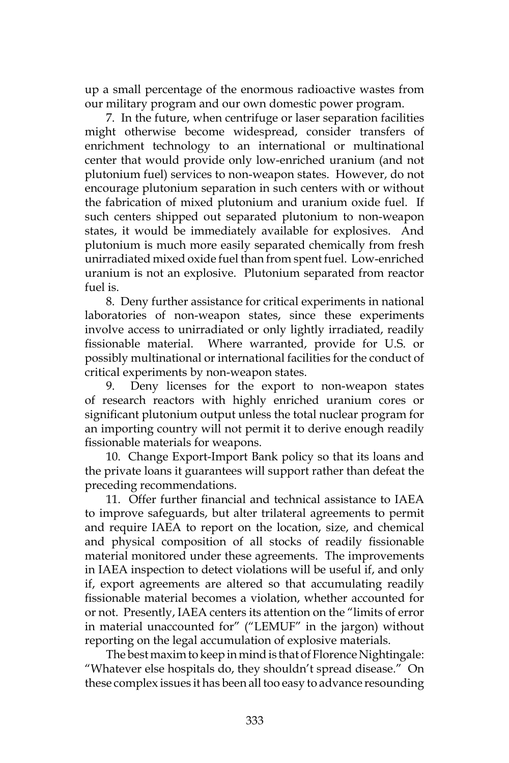up a small percentage of the enormous radioactive wastes from our military program and our own domestic power program.

7. In the future, when centrifuge or laser separation facilities might otherwise become widespread, consider transfers of enrichment technology to an international or multinational center that would provide only low-enriched uranium (and not plutonium fuel) services to non-weapon states. However, do not encourage plutonium separation in such centers with or without the fabrication of mixed plutonium and uranium oxide fuel. If such centers shipped out separated plutonium to non-weapon states, it would be immediately available for explosives. And plutonium is much more easily separated chemically from fresh unirradiated mixed oxide fuel than from spent fuel. Low-enriched uranium is not an explosive. Plutonium separated from reactor fuel is.

8. Deny further assistance for critical experiments in national laboratories of non-weapon states, since these experiments involve access to unirradiated or only lightly irradiated, readily fissionable material. Where warranted, provide for U.S. or possibly multinational or international facilities for the conduct of critical experiments by non-weapon states.

9. Deny licenses for the export to non-weapon states of research reactors with highly enriched uranium cores or significant plutonium output unless the total nuclear program for an importing country will not permit it to derive enough readily fissionable materials for weapons.

10. Change Export-Import Bank policy so that its loans and the private loans it guarantees will support rather than defeat the preceding recommendations.

11. Offer further financial and technical assistance to IAEA to improve safeguards, but alter trilateral agreements to permit and require IAEA to report on the location, size, and chemical and physical composition of all stocks of readily fissionable material monitored under these agreements. The improvements in IAEA inspection to detect violations will be useful if, and only if, export agreements are altered so that accumulating readily fissionable material becomes a violation, whether accounted for or not. Presently, IAEA centers its attention on the "limits of error in material unaccounted for" ("LEMUF" in the jargon) without reporting on the legal accumulation of explosive materials.

The best maxim to keep in mind is that of Florence Nightingale: "Whatever else hospitals do, they shouldn't spread disease." On these complex issues it has been all too easy to advance resounding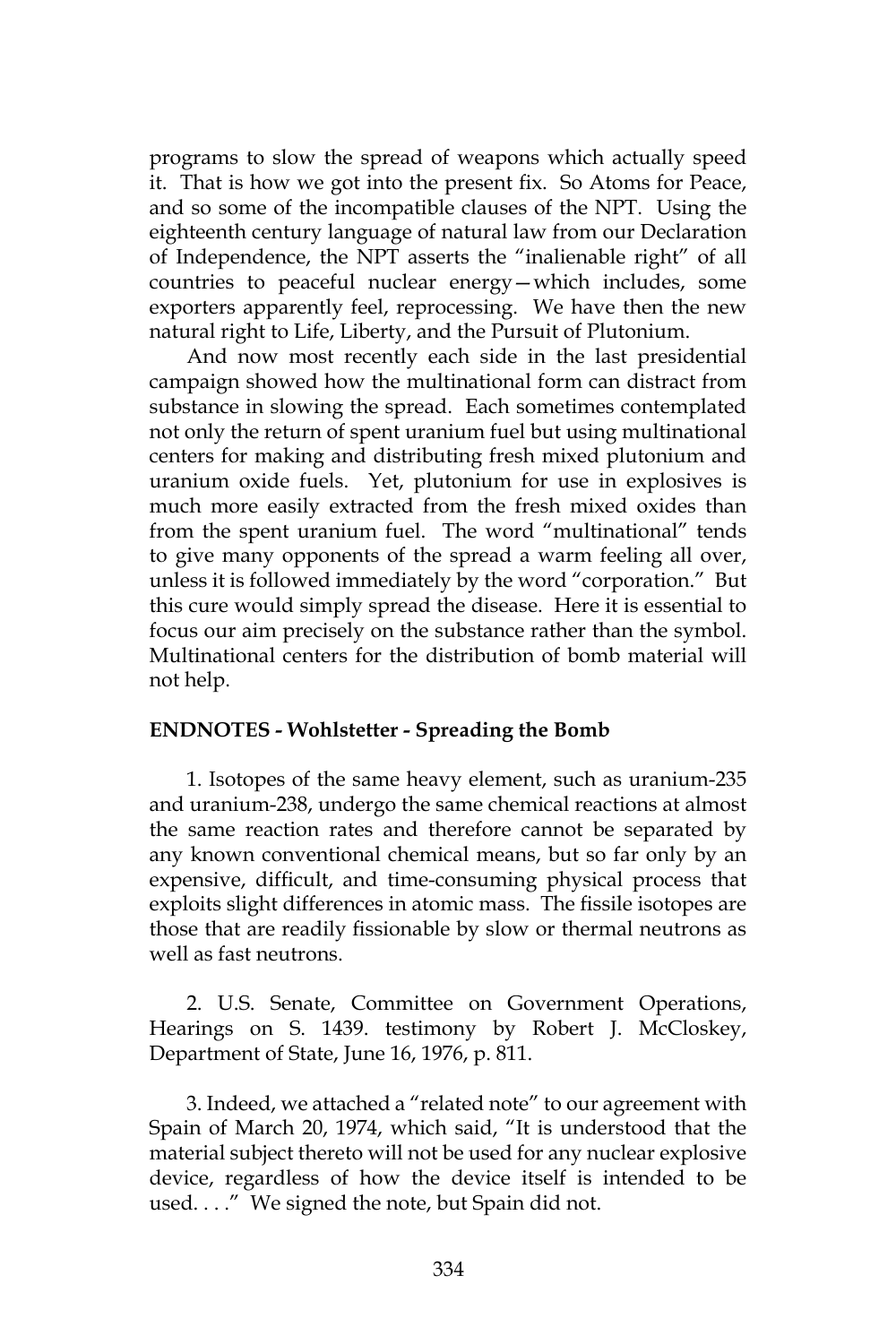programs to slow the spread of weapons which actually speed it. That is how we got into the present fix. So Atoms for Peace, and so some of the incompatible clauses of the NPT. Using the eighteenth century language of natural law from our Declaration of Independence, the NPT asserts the "inalienable right" of all countries to peaceful nuclear energy—which includes, some exporters apparently feel, reprocessing. We have then the new natural right to Life, Liberty, and the Pursuit of Plutonium.

And now most recently each side in the last presidential campaign showed how the multinational form can distract from substance in slowing the spread. Each sometimes contemplated not only the return of spent uranium fuel but using multinational centers for making and distributing fresh mixed plutonium and uranium oxide fuels. Yet, plutonium for use in explosives is much more easily extracted from the fresh mixed oxides than from the spent uranium fuel. The word "multinational" tends to give many opponents of the spread a warm feeling all over, unless it is followed immediately by the word "corporation." But this cure would simply spread the disease. Here it is essential to focus our aim precisely on the substance rather than the symbol. Multinational centers for the distribution of bomb material will not help.

**ENDNOTES - Wohlstetter - Spreading the Bomb**

1. Isotopes of the same heavy element, such as uranium-235 and uranium-238, undergo the same chemical reactions at almost the same reaction rates and therefore cannot be separated by any known conventional chemical means, but so far only by an expensive, difficult, and time-consuming physical process that exploits slight differences in atomic mass. The fissile isotopes are those that are readily fissionable by slow or thermal neutrons as well as fast neutrons.

2. U.S. Senate, Committee on Government Operations, Hearings on S. 1439. testimony by Robert J. McCloskey, Department of State, June 16, 1976, p. 811.

3. Indeed, we attached a "related note" to our agreement with Spain of March 20, 1974, which said, "It is understood that the material subject thereto will not be used for any nuclear explosive device, regardless of how the device itself is intended to be used. . . ." We signed the note, but Spain did not.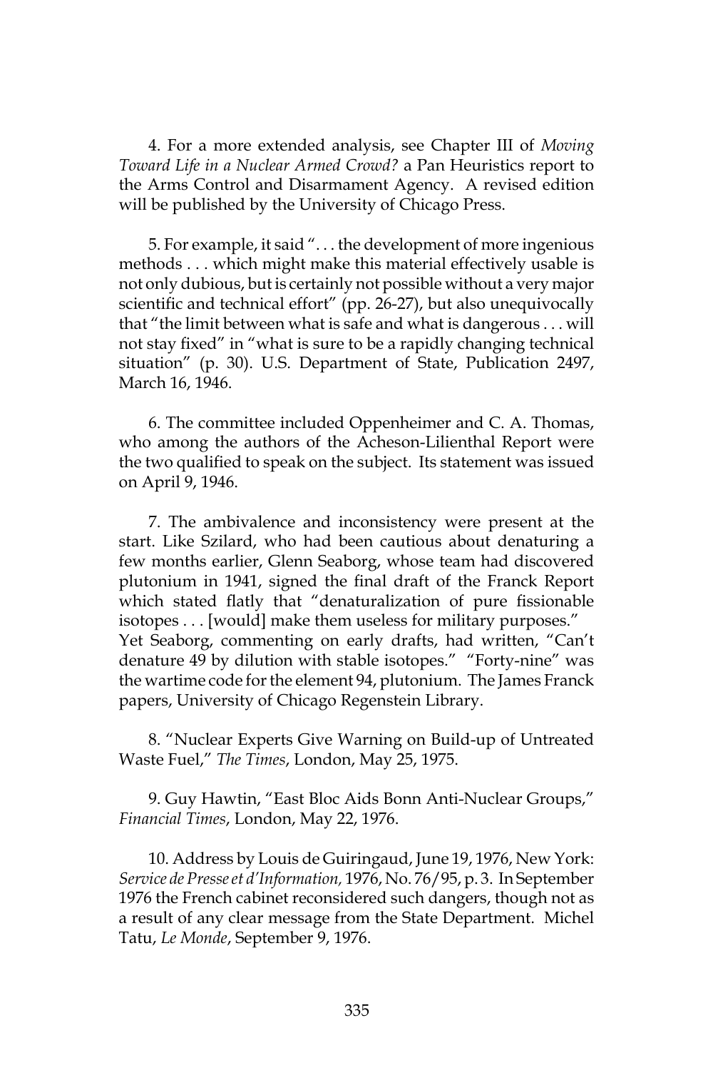4. For a more extended analysis, see Chapter III of *Moving Toward Life in a Nuclear Armed Crowd?* a Pan Heuristics report to the Arms Control and Disarmament Agency. A revised edition will be published by the University of Chicago Press.

5. For example, it said ". . . the development of more ingenious methods . . . which might make this material effectively usable is not only dubious, but is certainly not possible without a very major scientific and technical effort" (pp. 26-27), but also unequivocally that "the limit between what is safe and what is dangerous . . . will not stay fixed" in "what is sure to be a rapidly changing technical situation" (p. 30). U.S. Department of State, Publication 2497, March 16, 1946.

6. The committee included Oppenheimer and C. A. Thomas, who among the authors of the Acheson-Lilienthal Report were the two qualified to speak on the subject. Its statement was issued on April 9, 1946.

7. The ambivalence and inconsistency were present at the start. Like Szilard, who had been cautious about denaturing a few months earlier, Glenn Seaborg, whose team had discovered plutonium in 1941, signed the final draft of the Franck Report which stated flatly that "denaturalization of pure fissionable isotopes . . . [would] make them useless for military purposes." Yet Seaborg, commenting on early drafts, had written, "Can't denature 49 by dilution with stable isotopes." "Forty-nine" was the wartime code for the element 94, plutonium. The James Franck papers, University of Chicago Regenstein Library.

8. "Nuclear Experts Give Warning on Build-up of Untreated Waste Fuel," *The Times*, London, May 25, 1975.

9. Guy Hawtin, "East Bloc Aids Bonn Anti-Nuclear Groups," *Financial Times*, London, May 22, 1976.

10. Address by Louis de Guiringaud, June 19, 1976, New York: *Service de Presse et d'Information,* 1976, No. 76/95, p. 3. In September 1976 the French cabinet reconsidered such dangers, though not as a result of any clear message from the State Department. Michel Tatu, *Le Monde*, September 9, 1976.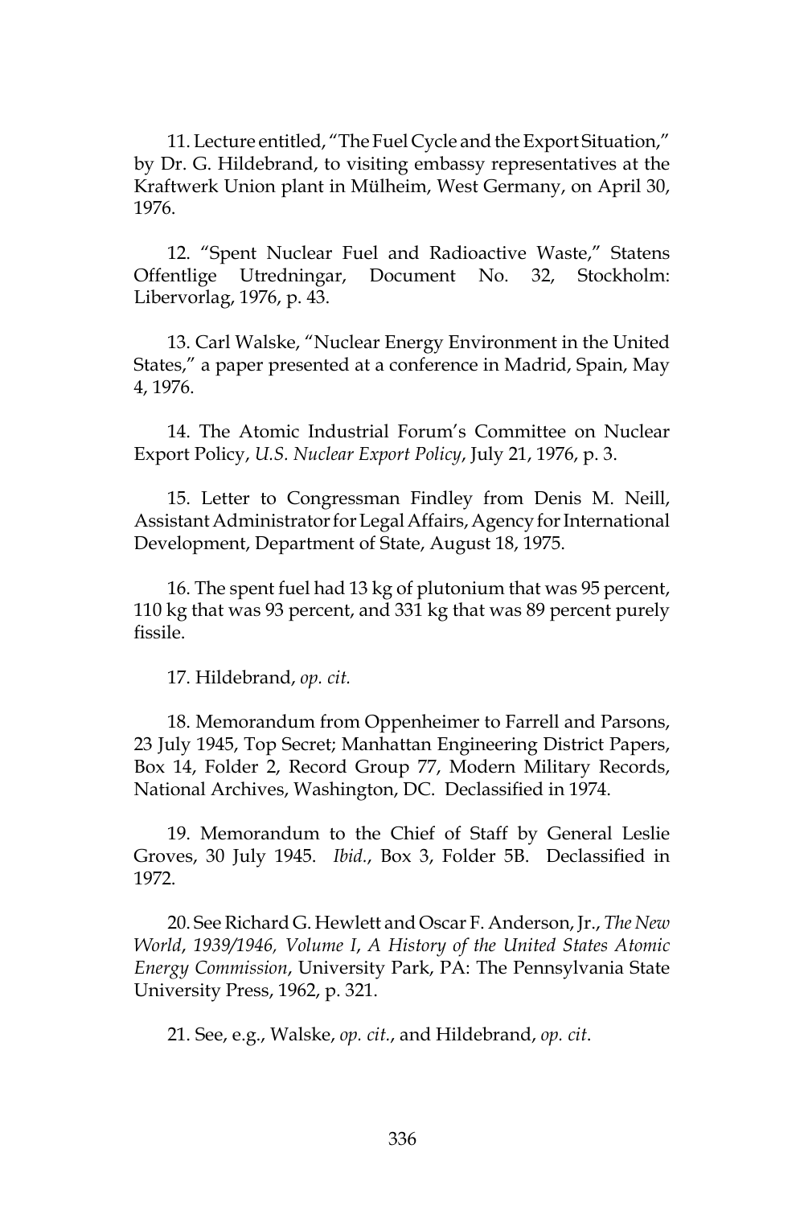11. Lecture entitled, "The Fuel Cycle and the Export Situation," by Dr. G. Hildebrand, to visiting embassy representatives at the Kraftwerk Union plant in Mülheim, West Germany, on April 30, 1976.

12. "Spent Nuclear Fuel and Radioactive Waste," Statens Offentlige Utredningar, Document No. 32, Stockholm: Libervorlag, 1976, p. 43.

13. Carl Walske, "Nuclear Energy Environment in the United States," a paper presented at a conference in Madrid, Spain, May 4, 1976.

14. The Atomic Industrial Forum's Committee on Nuclear Export Policy, *U.S. Nuclear Export Policy*, July 21, 1976, p. 3.

15. Letter to Congressman Findley from Denis M. Neill, Assistant Administrator for Legal Affairs, Agency for International Development, Department of State, August 18, 1975.

16. The spent fuel had 13 kg of plutonium that was 95 percent, 110 kg that was 93 percent, and 331 kg that was 89 percent purely fissile.

17. Hildebrand, *op. cit.*

18. Memorandum from Oppenheimer to Farrell and Parsons, 23 July 1945, Top Secret; Manhattan Engineering District Papers, Box 14, Folder 2, Record Group 77, Modern Military Records, National Archives, Washington, DC. Declassified in 1974.

19. Memorandum to the Chief of Staff by General Leslie Groves, 30 July 1945. *Ibid.*, Box 3, Folder 5B. Declassified in 1972.

20. See Richard G. Hewlett and Oscar F. Anderson, Jr., *The New World*, *1939/1946, Volume I*, *A History of the United States Atomic Energy Commission*, University Park, PA: The Pennsylvania State University Press, 1962, p. 321.

21. See, e.g., Walske, *op. cit.*, and Hildebrand, *op. cit*.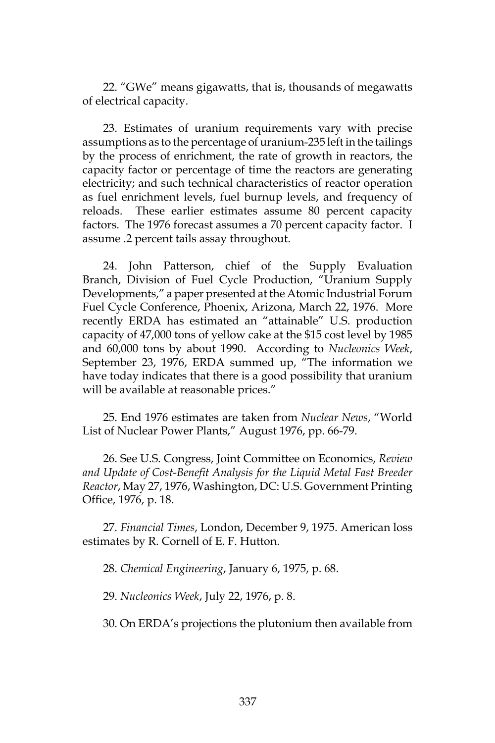22. "GWe" means gigawatts, that is, thousands of megawatts of electrical capacity.

23. Estimates of uranium requirements vary with precise assumptions as to the percentage of uranium-235 left in the tailings by the process of enrichment, the rate of growth in reactors, the capacity factor or percentage of time the reactors are generating electricity; and such technical characteristics of reactor operation as fuel enrichment levels, fuel burnup levels, and frequency of reloads. These earlier estimates assume 80 percent capacity factors. The 1976 forecast assumes a 70 percent capacity factor. I assume .2 percent tails assay throughout.

24. John Patterson, chief of the Supply Evaluation Branch, Division of Fuel Cycle Production, "Uranium Supply Developments," a paper presented at the Atomic Industrial Forum Fuel Cycle Conference, Phoenix, Arizona, March 22, 1976. More recently ERDA has estimated an "attainable" U.S. production capacity of 47,000 tons of yellow cake at the $15 cost level by 1985 and 60,000 tons by about 1990. According to *Nucleonics Week*, September 23, 1976, ERDA summed up, "The information we have today indicates that there is a good possibility that uranium will be available at reasonable prices."

25. End 1976 estimates are taken from *Nuclear News*, "World List of Nuclear Power Plants," August 1976, pp. 66-79.

26. See U.S. Congress, Joint Committee on Economics, *Review and Update of Cost-Benefit Analysis for the Liquid Metal Fast Breeder Reactor*, May 27, 1976, Washington, DC: U.S. Government Printing Office, 1976, p. 18.

27. *Financial Times*, London, December 9, 1975. American loss estimates by R. Cornell of E. F. Hutton.

28. *Chemical Engineering*, January 6, 1975, p. 68.

29. *Nucleonics Week*, July 22, 1976, p. 8.

30. On ERDA's projections the plutonium then available from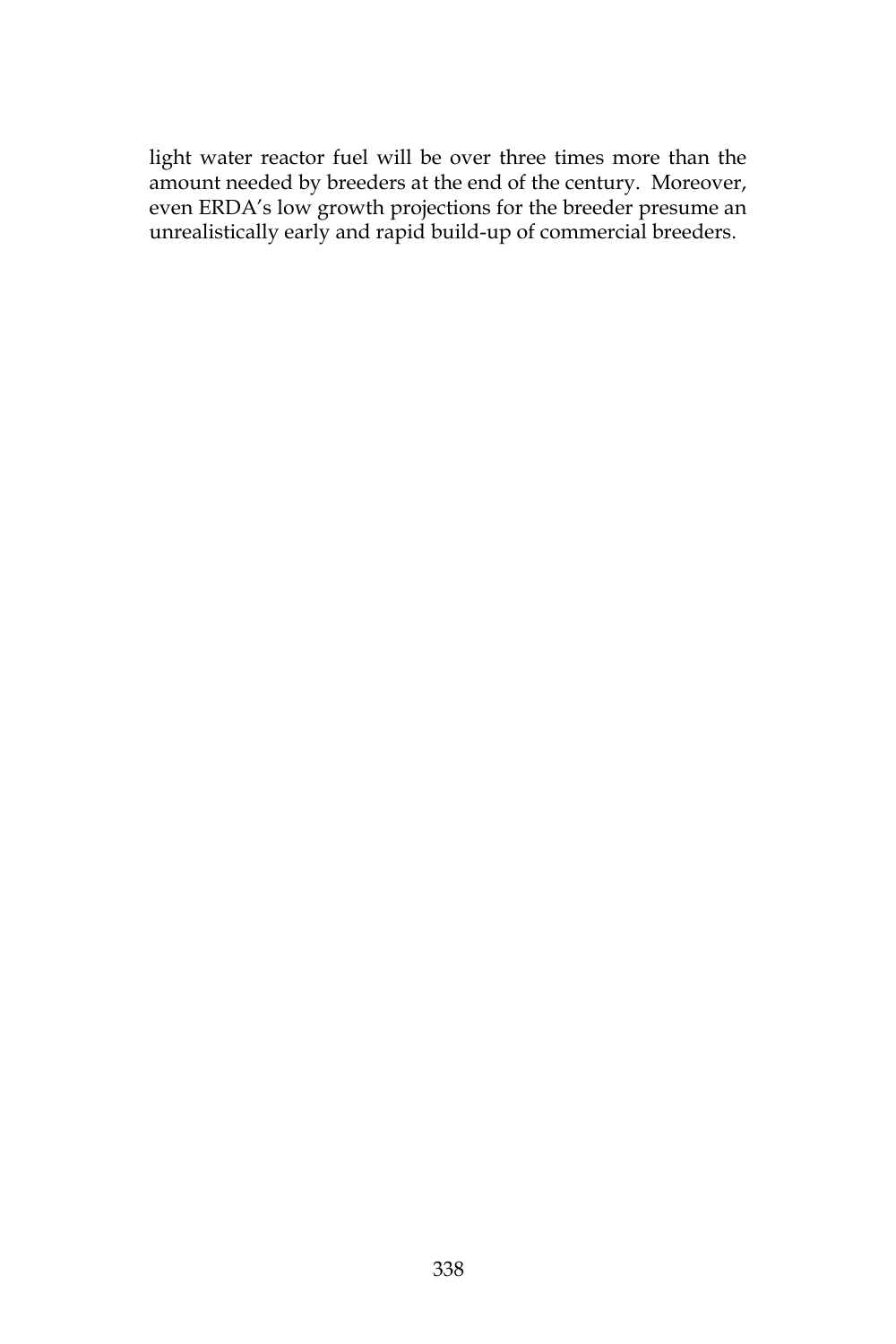light water reactor fuel will be over three times more than the amount needed by breeders at the end of the century. Moreover, even ERDA's low growth projections for the breeder presume an unrealistically early and rapid build-up of commercial breeders.